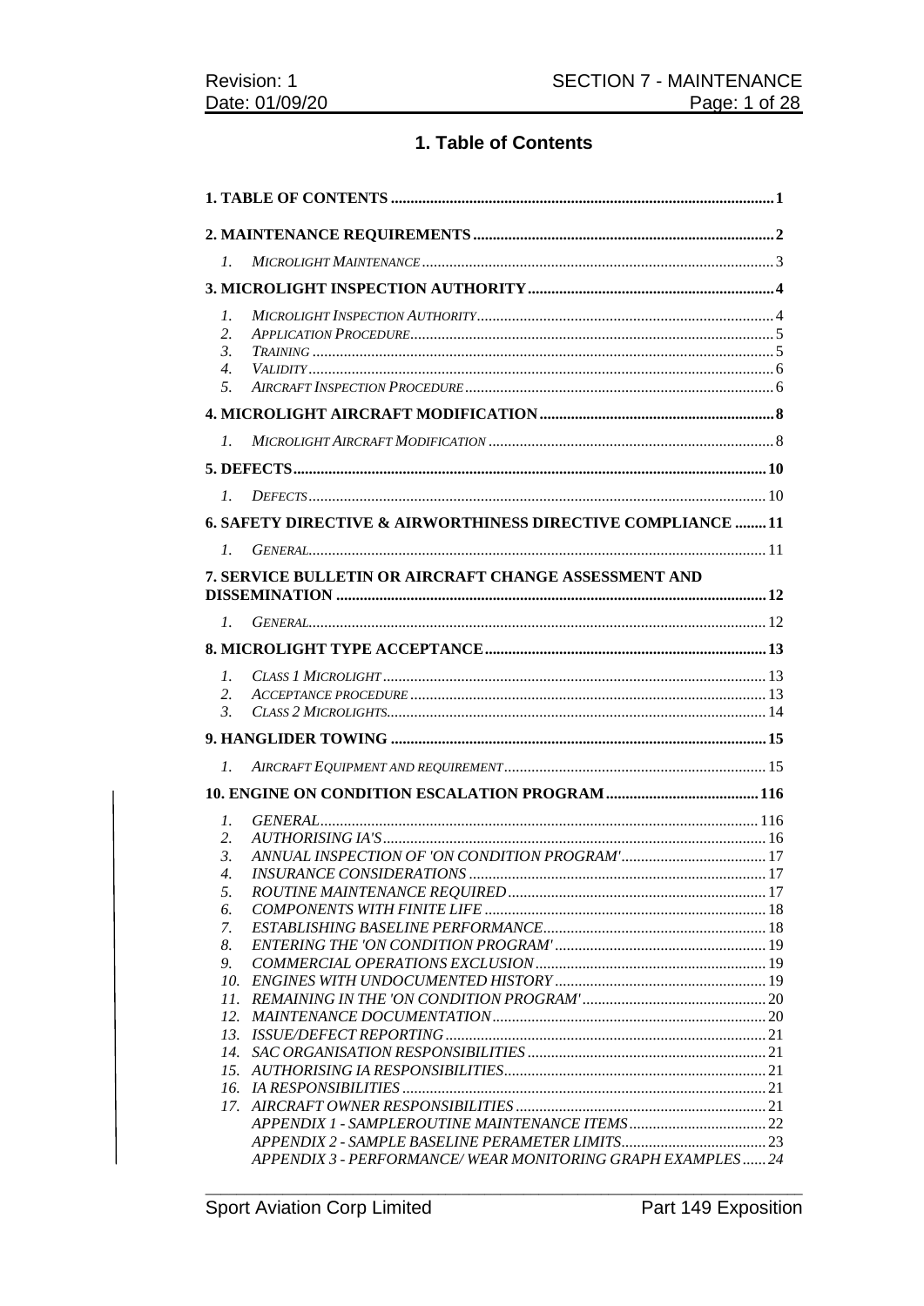# 1. Table of Contents

**1. TABLE OF CONTENTS** ..... 1

**2. MAINTENANCE REQUIREMENTS** ..... 2

1. *MICROLIGHT MAINTENANCE* ..... 3

**3. MICROLIGHT INSPECTION AUTHORITY** ..... 4

1. *MICROLIGHT INSPECTION AUTHORITY* ..... 4
2. *APPLICATION PROCEDURE* ..... 5
3. *TRAINING* ..... 5
4. *VALIDITY* ..... 6
5. *AIRCRAFT INSPECTION PROCEDURE* ..... 6

**4. MICROLIGHT AIRCRAFT MODIFICATION** ..... 8

1. *MICROLIGHT AIRCRAFT MODIFICATION* ..... 8

**5. DEFECTS** ..... 10

1. *DEFECTS* ..... 10

**6. SAFETY DIRECTIVE & AIRWORTHINESS DIRECTIVE COMPLIANCE** ..... 11

1. *GENERAL* ..... 11

**7. SERVICE BULLETIN OR AIRCRAFT CHANGE ASSESSMENT AND DISSEMINATION** ..... 12

1. *GENERAL* ..... 12

**8. MICROLIGHT TYPE ACCEPTANCE** ..... 13

1. *CLASS 1 MICROLIGHT* ..... 13
2. *ACCEPTANCE PROCEDURE* ..... 13
3. *CLASS 2 MICROLIGHTS* ..... 14

**9. HANGLIDER TOWING** ..... 15

1. *AIRCRAFT EQUIPMENT AND REQUIREMENT* ..... 15

**10. ENGINE ON CONDITION ESCALATION PROGRAM** ..... 116

1. *GENERAL* ..... 116
2. *AUTHORISING IA'S* ..... 16
3. *ANNUAL INSPECTION OF 'ON CONDITION PROGRAM'* ..... 17
4. *INSURANCE CONSIDERATIONS* ..... 17
5. *ROUTINE MAINTENANCE REQUIRED* ..... 17
6. *COMPONENTS WITH FINITE LIFE* ..... 18
7. *ESTABLISHING BASELINE PERFORMANCE* ..... 18
8. *ENTERING THE 'ON CONDITION PROGRAM'* ..... 19
9. *COMMERCIAL OPERATIONS EXCLUSION* ..... 19
10. *ENGINES WITH UNDOCUMENTED HISTORY* ..... 19
11. *REMAINING IN THE 'ON CONDITION PROGRAM'* ..... 20
12. *MAINTENANCE DOCUMENTATION* ..... 20
13. *ISSUE/DEFECT REPORTING* ..... 21
14. *SAC ORGANISATION RESPONSIBILITIES* ..... 21
15. *AUTHORISING IA RESPONSIBILITIES* ..... 21
16. *IA RESPONSIBILITIES* ..... 21
17. *AIRCRAFT OWNER RESPONSIBILITIES* ..... 21

*APPENDIX 1 - SAMPLEROUTINE MAINTENANCE ITEMS* ..... 22
*APPENDIX 2 - SAMPLE BASELINE PERAMETER LIMITS* ..... 23
*APPENDIX 3 - PERFORMANCE/ WEAR MONITORING GRAPH EXAMPLES* ..... 24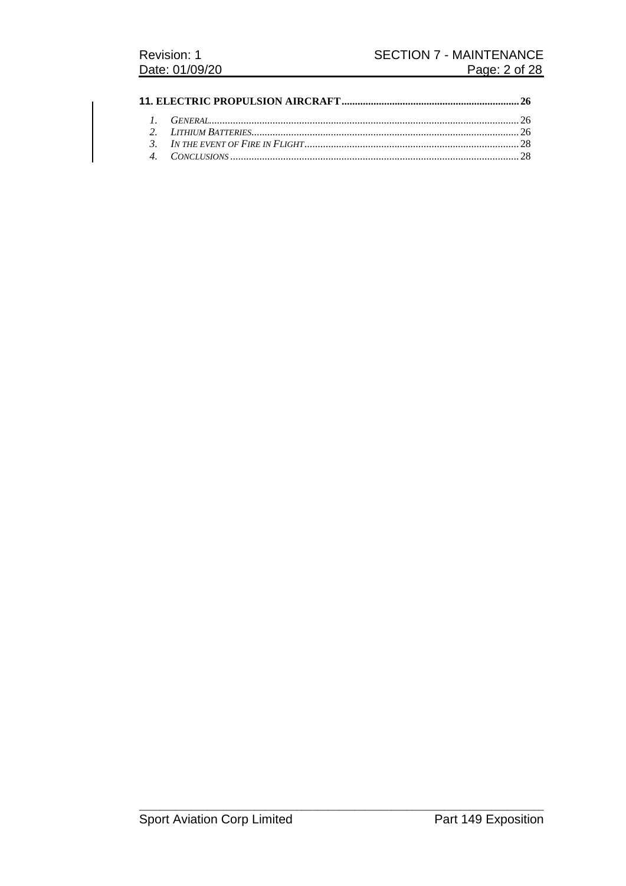**11. ELECTRIC PROPULSION AIRCRAFT** .......... 26

1. *General* .......... 26
2. *Lithium Batteries* .......... 26
3. *In the event of Fire in Flight* .......... 28
4. *Conclusions* .......... 28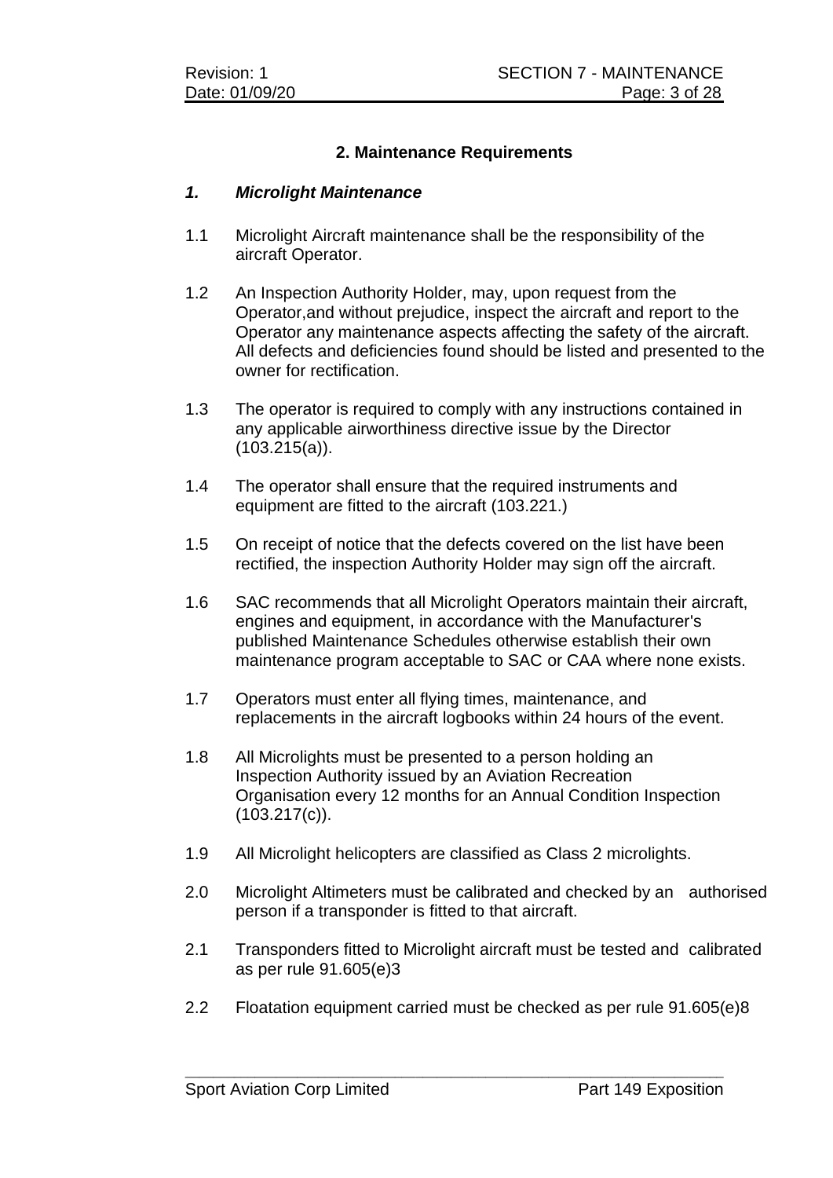## 2. Maintenance Requirements

### *1. Microlight Maintenance*

1.1 Microlight Aircraft maintenance shall be the responsibility of the aircraft Operator.

1.2 An Inspection Authority Holder, may, upon request from the Operator,and without prejudice, inspect the aircraft and report to the Operator any maintenance aspects affecting the safety of the aircraft. All defects and deficiencies found should be listed and presented to the owner for rectification.

1.3 The operator is required to comply with any instructions contained in any applicable airworthiness directive issue by the Director (103.215(a)).

1.4 The operator shall ensure that the required instruments and equipment are fitted to the aircraft (103.221.)

1.5 On receipt of notice that the defects covered on the list have been rectified, the inspection Authority Holder may sign off the aircraft.

1.6 SAC recommends that all Microlight Operators maintain their aircraft, engines and equipment, in accordance with the Manufacturer's published Maintenance Schedules otherwise establish their own maintenance program acceptable to SAC or CAA where none exists.

1.7 Operators must enter all flying times, maintenance, and replacements in the aircraft logbooks within 24 hours of the event.

1.8 All Microlights must be presented to a person holding an Inspection Authority issued by an Aviation Recreation Organisation every 12 months for an Annual Condition Inspection (103.217(c)).

1.9 All Microlight helicopters are classified as Class 2 microlights.

2.0 Microlight Altimeters must be calibrated and checked by an authorised person if a transponder is fitted to that aircraft.

2.1 Transponders fitted to Microlight aircraft must be tested and calibrated as per rule 91.605(e)3

2.2 Floatation equipment carried must be checked as per rule 91.605(e)8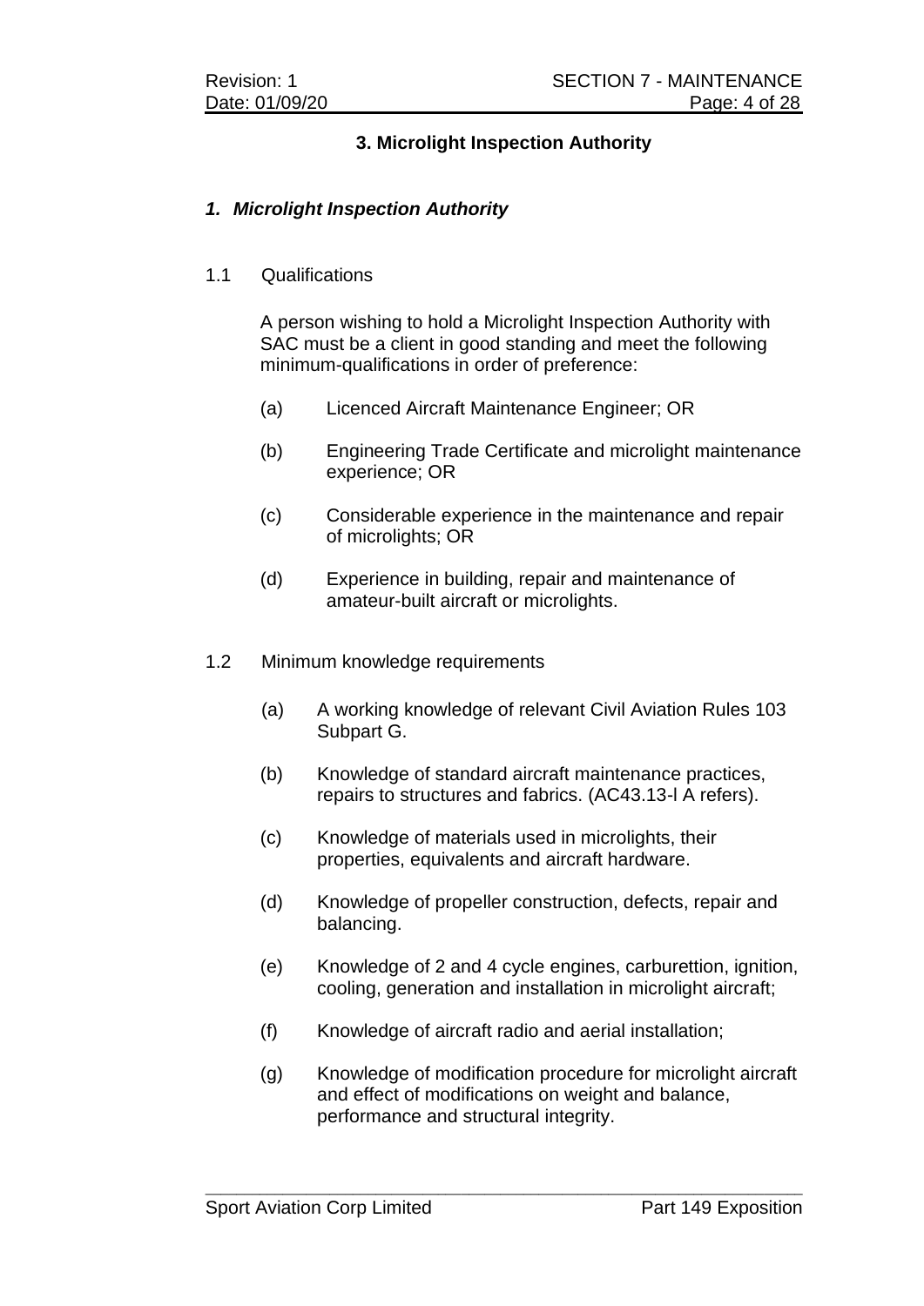## 3. Microlight Inspection Authority

### *1. Microlight Inspection Authority*

1.1 Qualifications

A person wishing to hold a Microlight Inspection Authority with SAC must be a client in good standing and meet the following minimum-qualifications in order of preference:

(a) Licenced Aircraft Maintenance Engineer; OR

(b) Engineering Trade Certificate and microlight maintenance experience; OR

(c) Considerable experience in the maintenance and repair of microlights; OR

(d) Experience in building, repair and maintenance of amateur-built aircraft or microlights.

1.2 Minimum knowledge requirements

(a) A working knowledge of relevant Civil Aviation Rules 103 Subpart G.

(b) Knowledge of standard aircraft maintenance practices, repairs to structures and fabrics. (AC43.13-l A refers).

(c) Knowledge of materials used in microlights, their properties, equivalents and aircraft hardware.

(d) Knowledge of propeller construction, defects, repair and balancing.

(e) Knowledge of 2 and 4 cycle engines, carburettion, ignition, cooling, generation and installation in microlight aircraft;

(f) Knowledge of aircraft radio and aerial installation;

(g) Knowledge of modification procedure for microlight aircraft and effect of modifications on weight and balance, performance and structural integrity.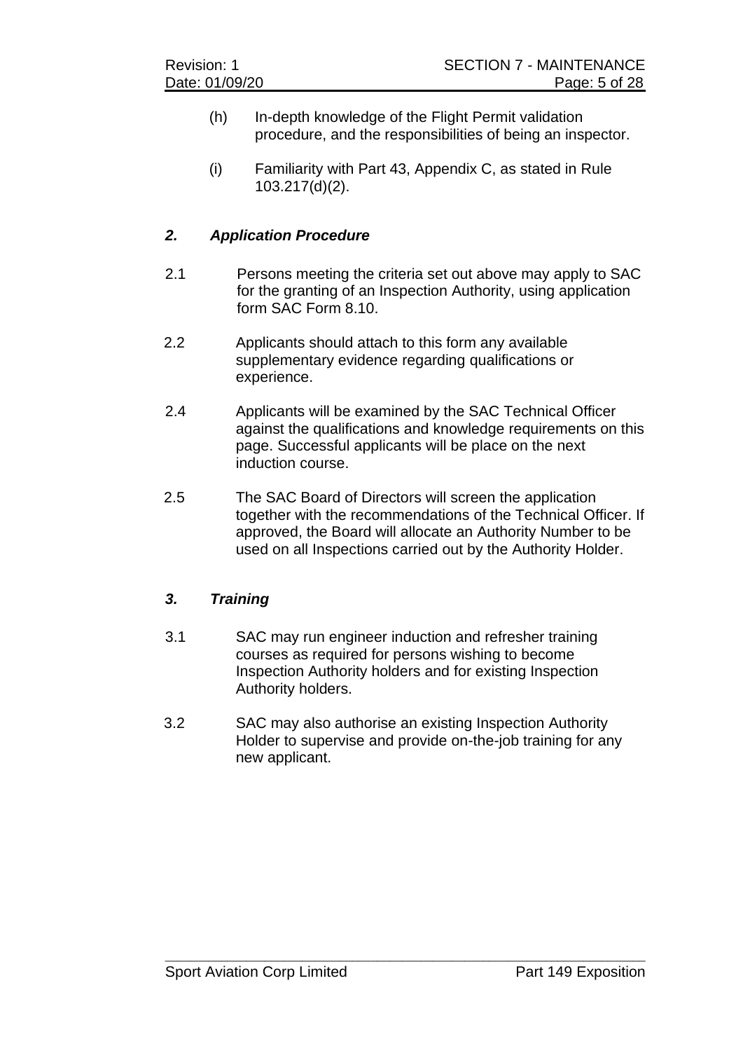(h) In-depth knowledge of the Flight Permit validation procedure, and the responsibilities of being an inspector.

(i) Familiarity with Part 43, Appendix C, as stated in Rule 103.217(d)(2).

### *2. Application Procedure*

2.1 Persons meeting the criteria set out above may apply to SAC for the granting of an Inspection Authority, using application form SAC Form 8.10.

2.2 Applicants should attach to this form any available supplementary evidence regarding qualifications or experience.

2.4 Applicants will be examined by the SAC Technical Officer against the qualifications and knowledge requirements on this page. Successful applicants will be place on the next induction course.

2.5 The SAC Board of Directors will screen the application together with the recommendations of the Technical Officer. If approved, the Board will allocate an Authority Number to be used on all Inspections carried out by the Authority Holder.

### *3. Training*

3.1 SAC may run engineer induction and refresher training courses as required for persons wishing to become Inspection Authority holders and for existing Inspection Authority holders.

3.2 SAC may also authorise an existing Inspection Authority Holder to supervise and provide on-the-job training for any new applicant.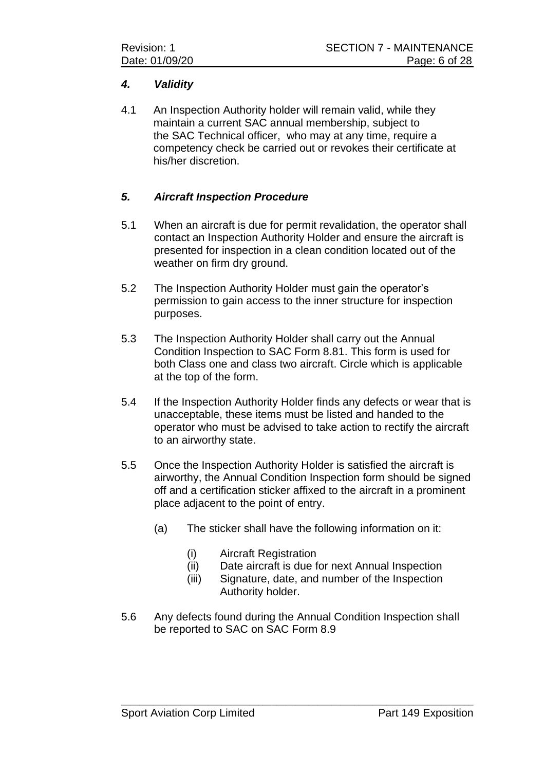### *4. Validity*

4.1 An Inspection Authority holder will remain valid, while they maintain a current SAC annual membership, subject to the SAC Technical officer, who may at any time, require a competency check be carried out or revokes their certificate at his/her discretion.

### *5. Aircraft Inspection Procedure*

5.1 When an aircraft is due for permit revalidation, the operator shall contact an Inspection Authority Holder and ensure the aircraft is presented for inspection in a clean condition located out of the weather on firm dry ground.

5.2 The Inspection Authority Holder must gain the operator's permission to gain access to the inner structure for inspection purposes.

5.3 The Inspection Authority Holder shall carry out the Annual Condition Inspection to SAC Form 8.81. This form is used for both Class one and class two aircraft. Circle which is applicable at the top of the form.

5.4 If the Inspection Authority Holder finds any defects or wear that is unacceptable, these items must be listed and handed to the operator who must be advised to take action to rectify the aircraft to an airworthy state.

5.5 Once the Inspection Authority Holder is satisfied the aircraft is airworthy, the Annual Condition Inspection form should be signed off and a certification sticker affixed to the aircraft in a prominent place adjacent to the point of entry.

(a) The sticker shall have the following information on it:

(i) Aircraft Registration
(ii) Date aircraft is due for next Annual Inspection
(iii) Signature, date, and number of the Inspection Authority holder.

5.6 Any defects found during the Annual Condition Inspection shall be reported to SAC on SAC Form 8.9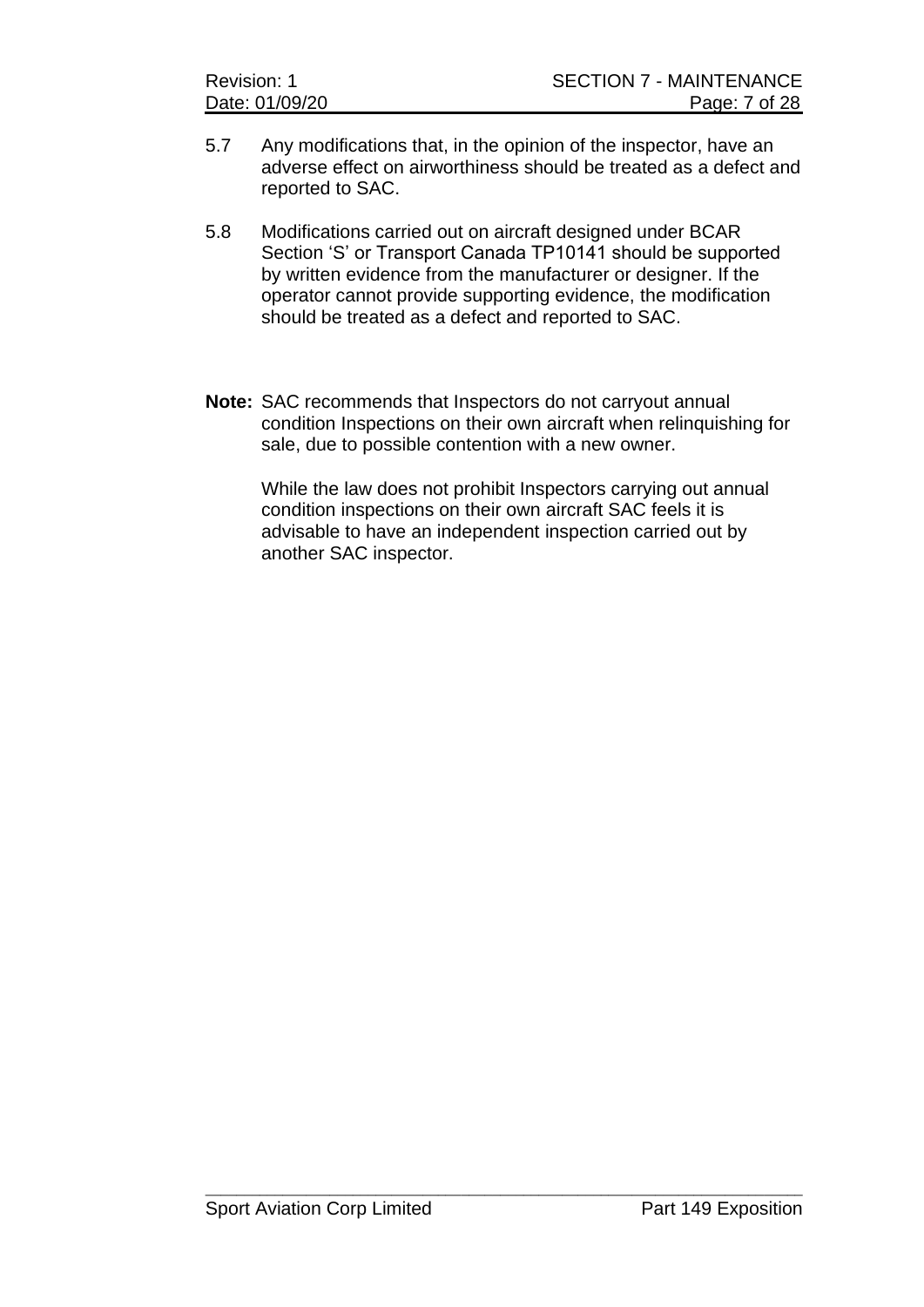5.7 Any modifications that, in the opinion of the inspector, have an adverse effect on airworthiness should be treated as a defect and reported to SAC.

5.8 Modifications carried out on aircraft designed under BCAR Section 'S' or Transport Canada TP10141 should be supported by written evidence from the manufacturer or designer. If the operator cannot provide supporting evidence, the modification should be treated as a defect and reported to SAC.

**Note:** SAC recommends that Inspectors do not carryout annual condition Inspections on their own aircraft when relinquishing for sale, due to possible contention with a new owner.

While the law does not prohibit Inspectors carrying out annual condition inspections on their own aircraft SAC feels it is advisable to have an independent inspection carried out by another SAC inspector.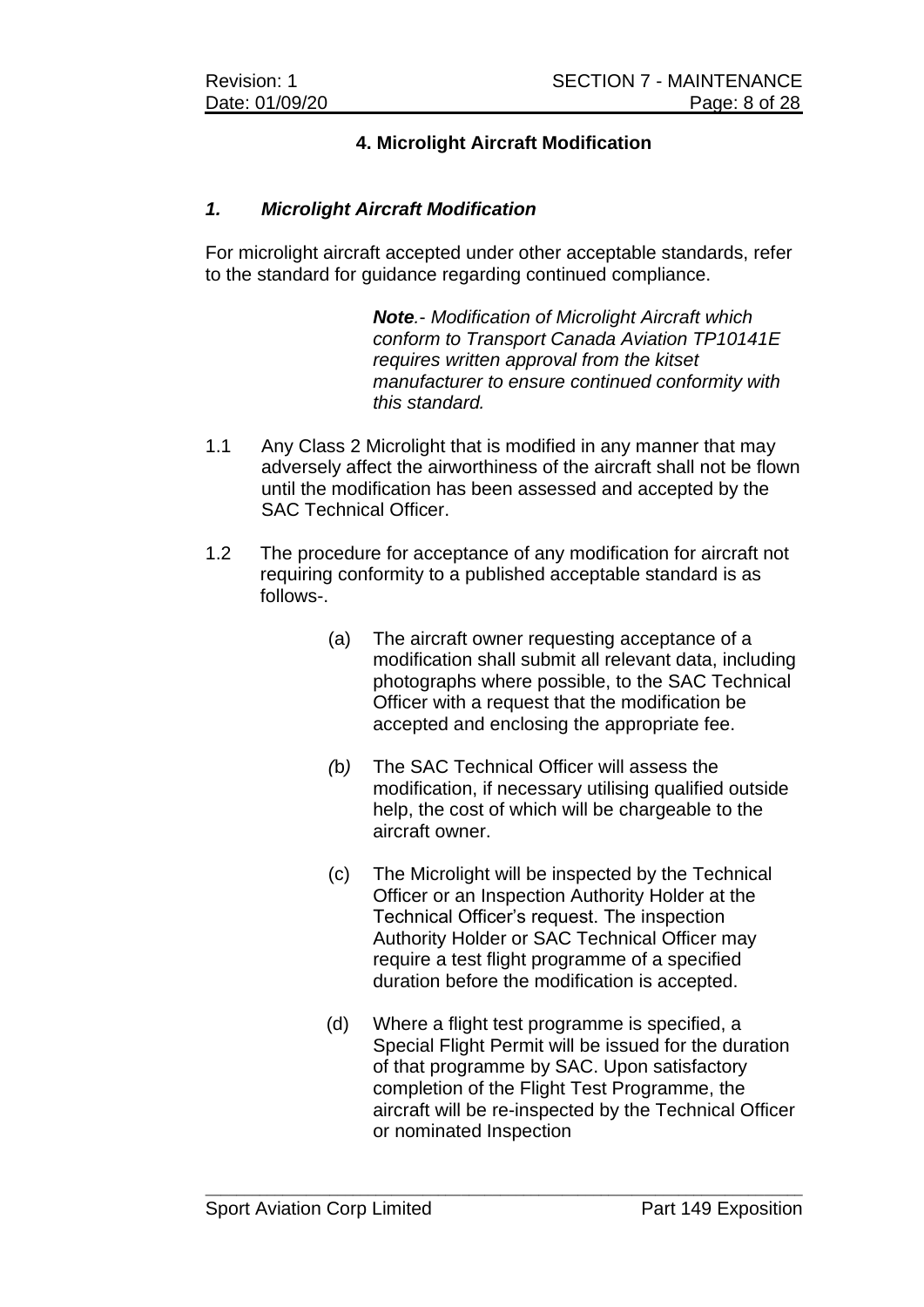## 4. Microlight Aircraft Modification

### *1. Microlight Aircraft Modification*

For microlight aircraft accepted under other acceptable standards, refer to the standard for guidance regarding continued compliance.

> ***Note**.- Modification of Microlight Aircraft which conform to Transport Canada Aviation TP10141E requires written approval from the kitset manufacturer to ensure continued conformity with this standard.*

1.1 Any Class 2 Microlight that is modified in any manner that may adversely affect the airworthiness of the aircraft shall not be flown until the modification has been assessed and accepted by the SAC Technical Officer.

1.2 The procedure for acceptance of any modification for aircraft not requiring conformity to a published acceptable standard is as follows-.

(a) The aircraft owner requesting acceptance of a modification shall submit all relevant data, including photographs where possible, to the SAC Technical Officer with a request that the modification be accepted and enclosing the appropriate fee.

(b) The SAC Technical Officer will assess the modification, if necessary utilising qualified outside help, the cost of which will be chargeable to the aircraft owner.

(c) The Microlight will be inspected by the Technical Officer or an Inspection Authority Holder at the Technical Officer's request. The inspection Authority Holder or SAC Technical Officer may require a test flight programme of a specified duration before the modification is accepted.

(d) Where a flight test programme is specified, a Special Flight Permit will be issued for the duration of that programme by SAC. Upon satisfactory completion of the Flight Test Programme, the aircraft will be re-inspected by the Technical Officer or nominated Inspection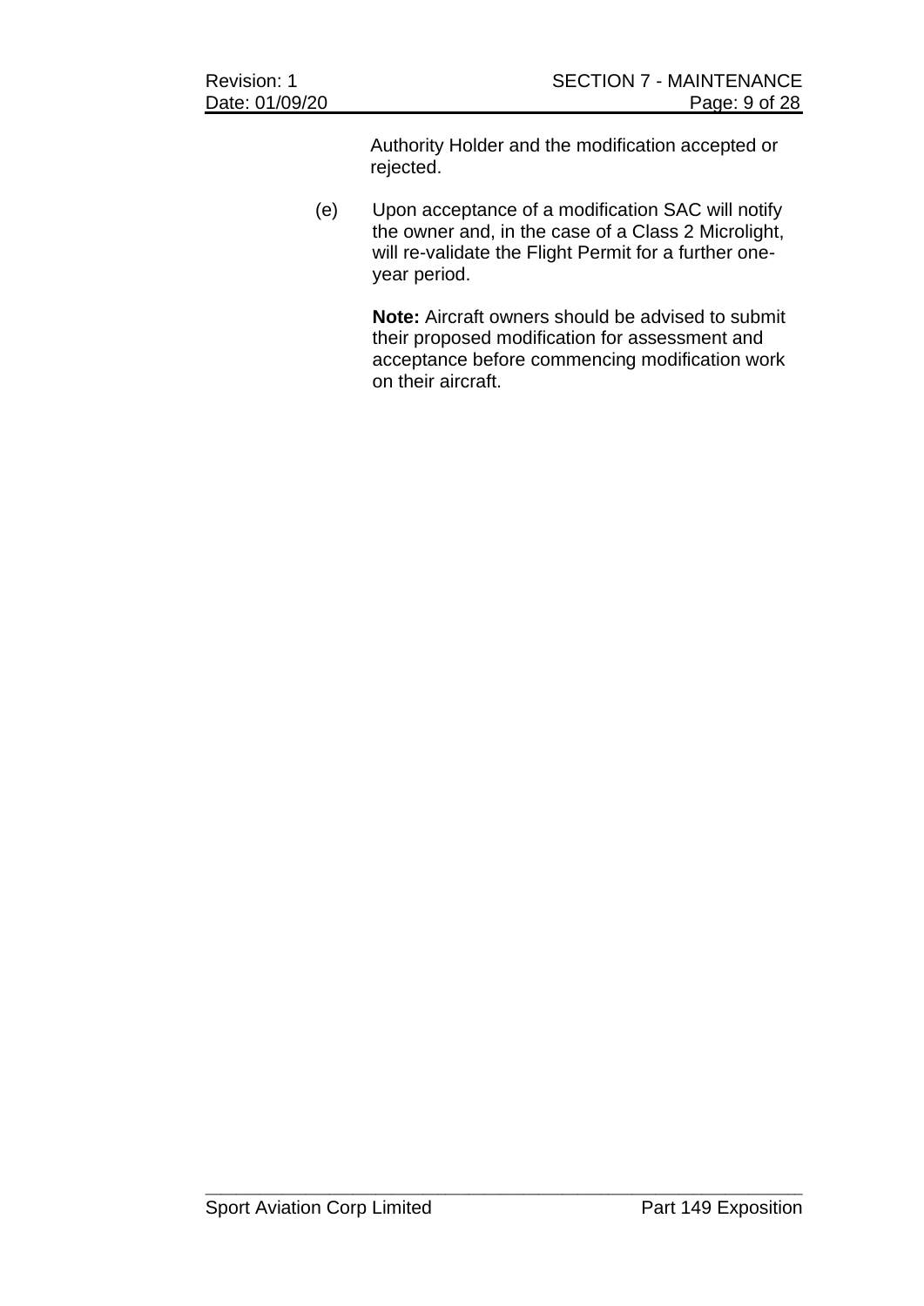Authority Holder and the modification accepted or rejected.

(e) Upon acceptance of a modification SAC will notify the owner and, in the case of a Class 2 Microlight, will re-validate the Flight Permit for a further one-year period.

**Note:** Aircraft owners should be advised to submit their proposed modification for assessment and acceptance before commencing modification work on their aircraft.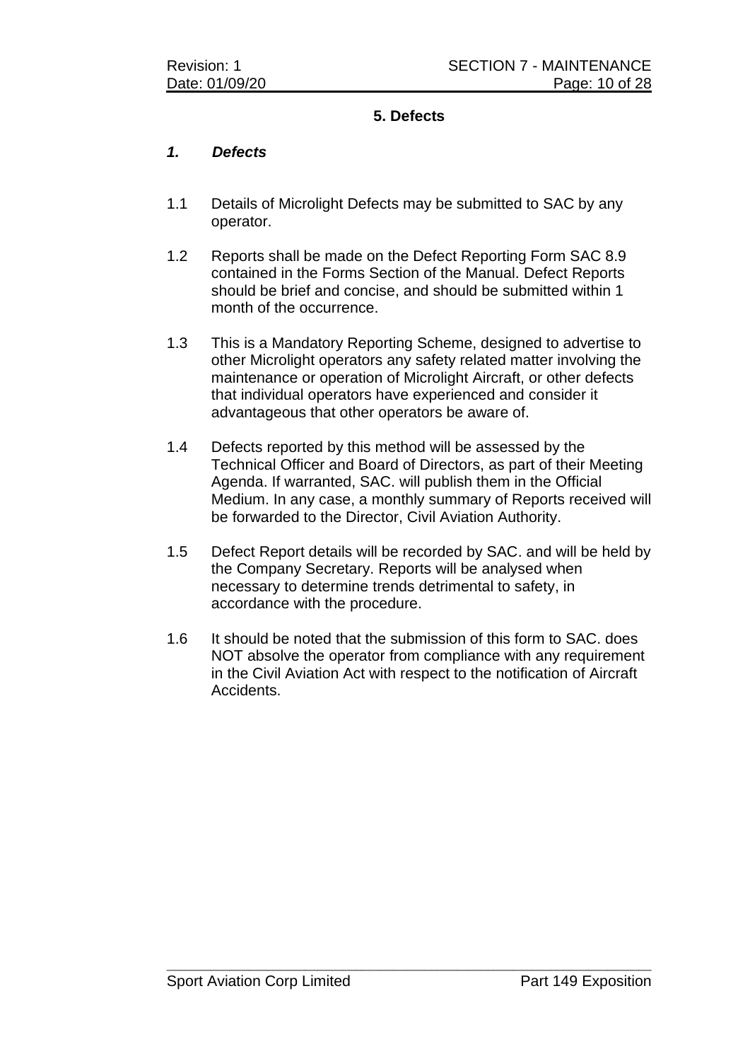## 5. Defects

### *1. Defects*

1.1 Details of Microlight Defects may be submitted to SAC by any operator.

1.2 Reports shall be made on the Defect Reporting Form SAC 8.9 contained in the Forms Section of the Manual. Defect Reports should be brief and concise, and should be submitted within 1 month of the occurrence.

1.3 This is a Mandatory Reporting Scheme, designed to advertise to other Microlight operators any safety related matter involving the maintenance or operation of Microlight Aircraft, or other defects that individual operators have experienced and consider it advantageous that other operators be aware of.

1.4 Defects reported by this method will be assessed by the Technical Officer and Board of Directors, as part of their Meeting Agenda. If warranted, SAC. will publish them in the Official Medium. In any case, a monthly summary of Reports received will be forwarded to the Director, Civil Aviation Authority.

1.5 Defect Report details will be recorded by SAC. and will be held by the Company Secretary. Reports will be analysed when necessary to determine trends detrimental to safety, in accordance with the procedure.

1.6 It should be noted that the submission of this form to SAC. does NOT absolve the operator from compliance with any requirement in the Civil Aviation Act with respect to the notification of Aircraft Accidents.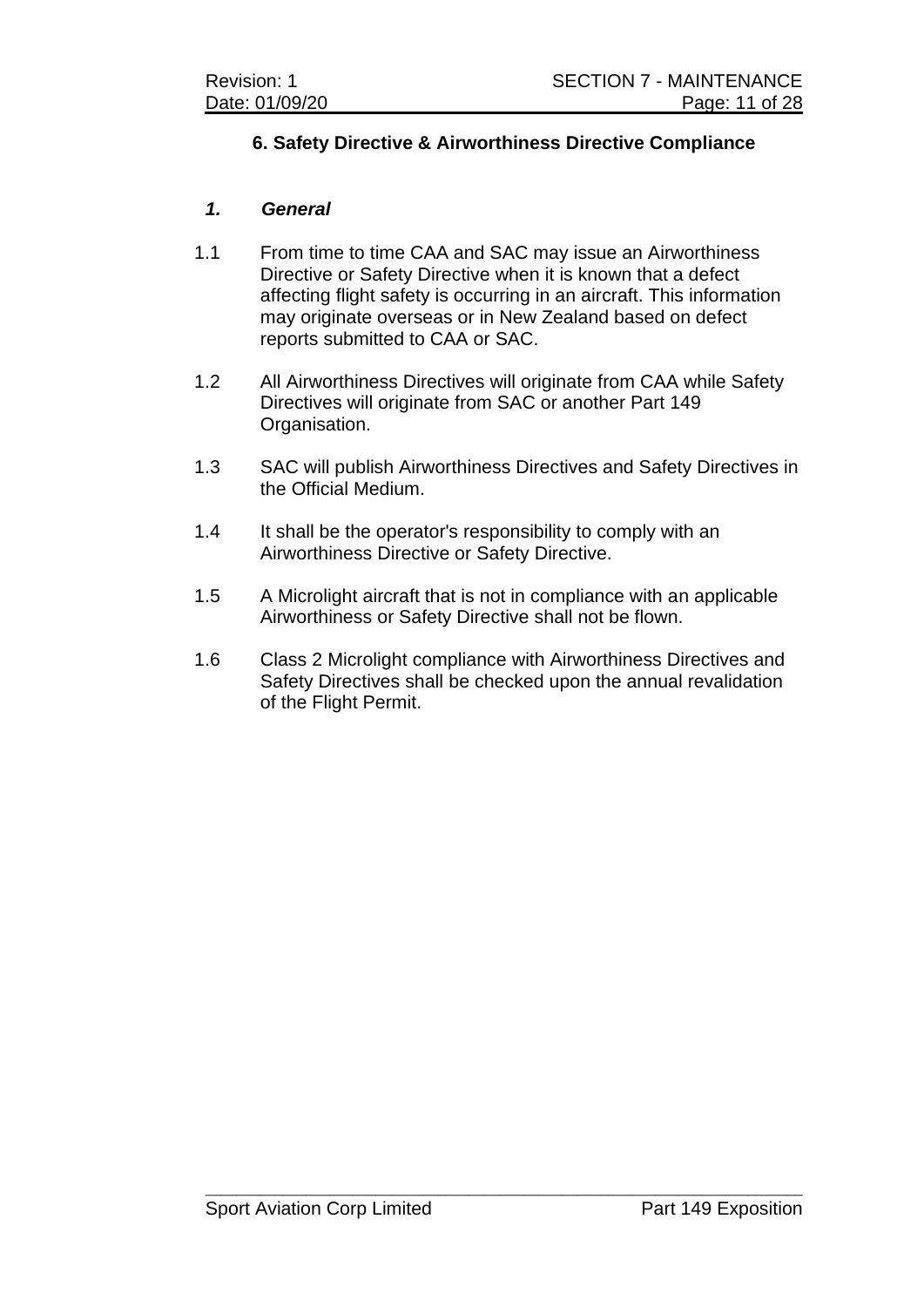## 6. Safety Directive & Airworthiness Directive Compliance

### *1. General*

1.1 From time to time CAA and SAC may issue an Airworthiness Directive or Safety Directive when it is known that a defect affecting flight safety is occurring in an aircraft. This information may originate overseas or in New Zealand based on defect reports submitted to CAA or SAC.

1.2 All Airworthiness Directives will originate from CAA while Safety Directives will originate from SAC or another Part 149 Organisation.

1.3 SAC will publish Airworthiness Directives and Safety Directives in the Official Medium.

1.4 It shall be the operator's responsibility to comply with an Airworthiness Directive or Safety Directive.

1.5 A Microlight aircraft that is not in compliance with an applicable Airworthiness or Safety Directive shall not be flown.

1.6 Class 2 Microlight compliance with Airworthiness Directives and Safety Directives shall be checked upon the annual revalidation of the Flight Permit.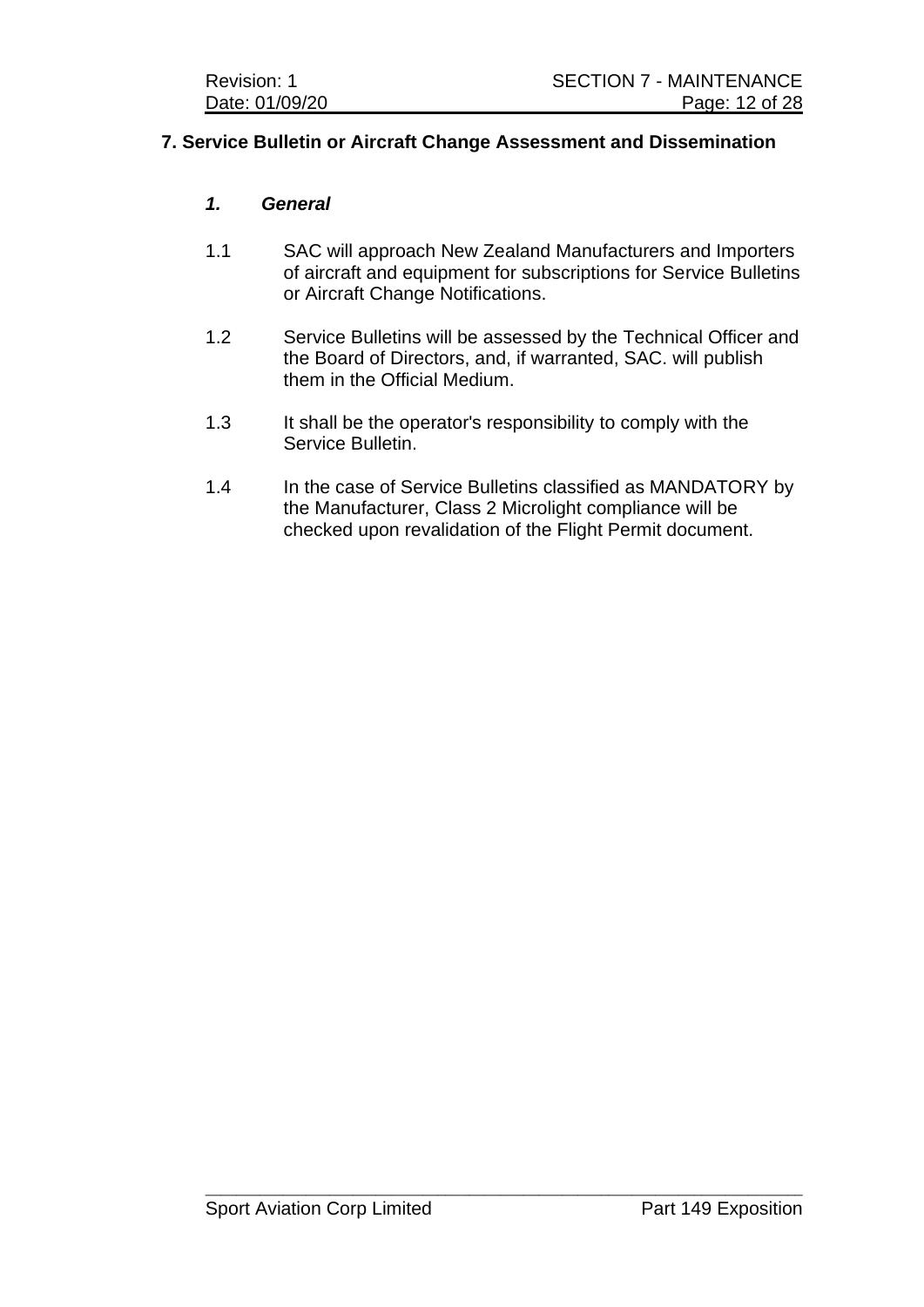## 7. Service Bulletin or Aircraft Change Assessment and Dissemination

### *1. General*

1.1 SAC will approach New Zealand Manufacturers and Importers of aircraft and equipment for subscriptions for Service Bulletins or Aircraft Change Notifications.

1.2 Service Bulletins will be assessed by the Technical Officer and the Board of Directors, and, if warranted, SAC. will publish them in the Official Medium.

1.3 It shall be the operator's responsibility to comply with the Service Bulletin.

1.4 In the case of Service Bulletins classified as MANDATORY by the Manufacturer, Class 2 Microlight compliance will be checked upon revalidation of the Flight Permit document.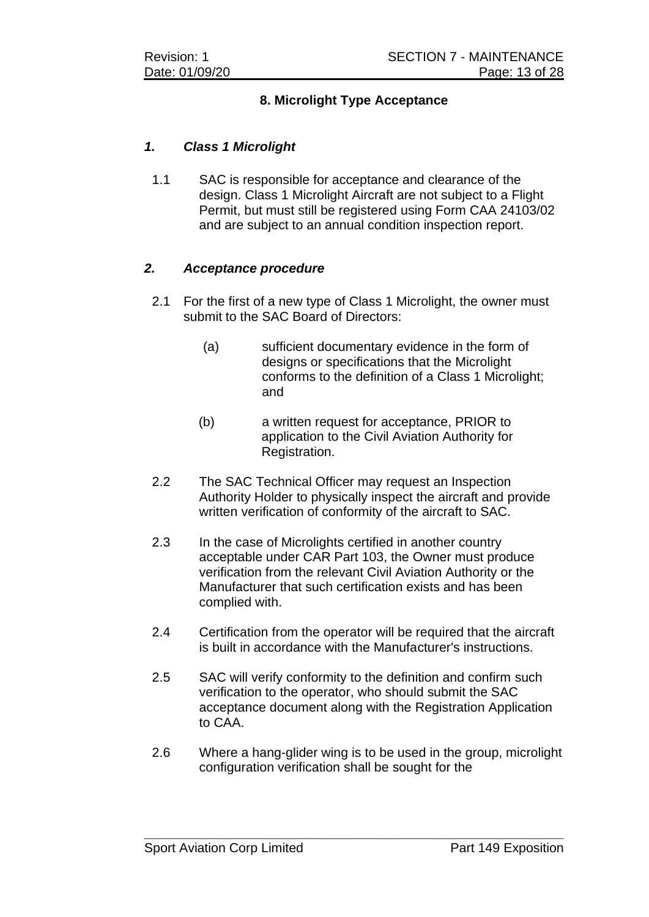## 8. Microlight Type Acceptance

### *1. Class 1 Microlight*

1.1 SAC is responsible for acceptance and clearance of the design. Class 1 Microlight Aircraft are not subject to a Flight Permit, but must still be registered using Form CAA 24103/02 and are subject to an annual condition inspection report.

### *2. Acceptance procedure*

2.1 For the first of a new type of Class 1 Microlight, the owner must submit to the SAC Board of Directors:

(a) sufficient documentary evidence in the form of designs or specifications that the Microlight conforms to the definition of a Class 1 Microlight; and

(b) a written request for acceptance, PRIOR to application to the Civil Aviation Authority for Registration.

2.2 The SAC Technical Officer may request an Inspection Authority Holder to physically inspect the aircraft and provide written verification of conformity of the aircraft to SAC.

2.3 In the case of Microlights certified in another country acceptable under CAR Part 103, the Owner must produce verification from the relevant Civil Aviation Authority or the Manufacturer that such certification exists and has been complied with.

2.4 Certification from the operator will be required that the aircraft is built in accordance with the Manufacturer's instructions.

2.5 SAC will verify conformity to the definition and confirm such verification to the operator, who should submit the SAC acceptance document along with the Registration Application to CAA.

2.6 Where a hang-glider wing is to be used in the group, microlight configuration verification shall be sought for the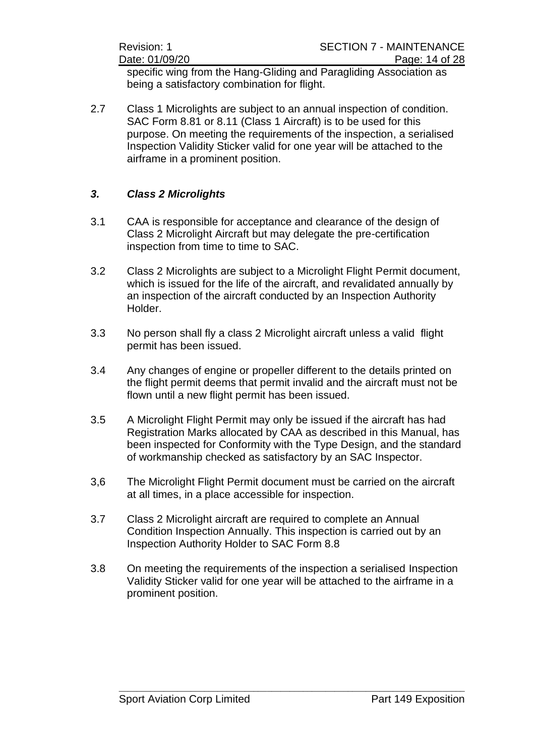specific wing from the Hang-Gliding and Paragliding Association as being a satisfactory combination for flight.

2.7 Class 1 Microlights are subject to an annual inspection of condition. SAC Form 8.81 or 8.11 (Class 1 Aircraft) is to be used for this purpose. On meeting the requirements of the inspection, a serialised Inspection Validity Sticker valid for one year will be attached to the airframe in a prominent position.

### *3. Class 2 Microlights*

3.1 CAA is responsible for acceptance and clearance of the design of Class 2 Microlight Aircraft but may delegate the pre-certification inspection from time to time to SAC.

3.2 Class 2 Microlights are subject to a Microlight Flight Permit document, which is issued for the life of the aircraft, and revalidated annually by an inspection of the aircraft conducted by an Inspection Authority Holder.

3.3 No person shall fly a class 2 Microlight aircraft unless a valid flight permit has been issued.

3.4 Any changes of engine or propeller different to the details printed on the flight permit deems that permit invalid and the aircraft must not be flown until a new flight permit has been issued.

3.5 A Microlight Flight Permit may only be issued if the aircraft has had Registration Marks allocated by CAA as described in this Manual, has been inspected for Conformity with the Type Design, and the standard of workmanship checked as satisfactory by an SAC Inspector.

3,6 The Microlight Flight Permit document must be carried on the aircraft at all times, in a place accessible for inspection.

3.7 Class 2 Microlight aircraft are required to complete an Annual Condition Inspection Annually. This inspection is carried out by an Inspection Authority Holder to SAC Form 8.8

3.8 On meeting the requirements of the inspection a serialised Inspection Validity Sticker valid for one year will be attached to the airframe in a prominent position.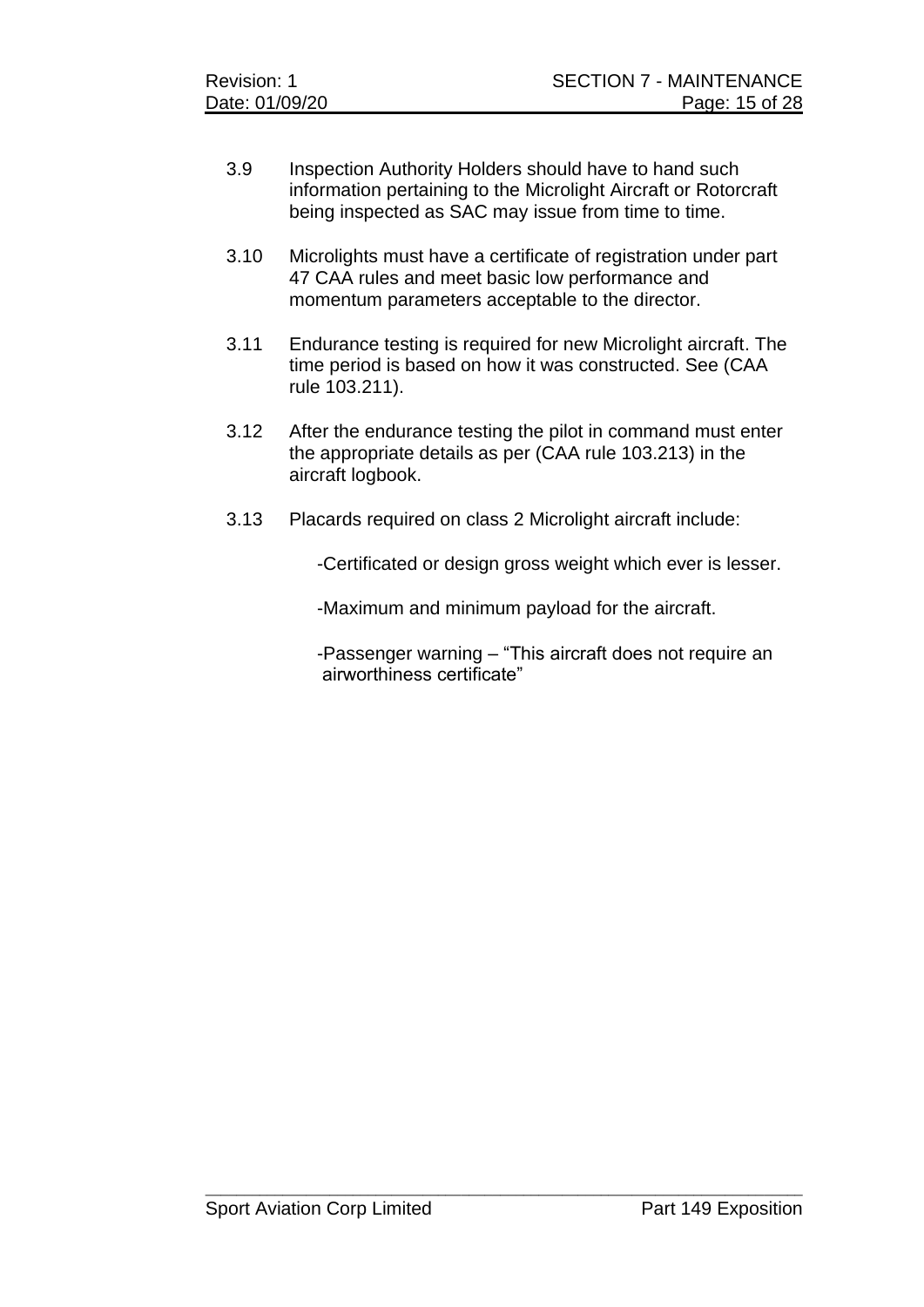3.9 Inspection Authority Holders should have to hand such information pertaining to the Microlight Aircraft or Rotorcraft being inspected as SAC may issue from time to time.

3.10 Microlights must have a certificate of registration under part 47 CAA rules and meet basic low performance and momentum parameters acceptable to the director.

3.11 Endurance testing is required for new Microlight aircraft. The time period is based on how it was constructed. See (CAA rule 103.211).

3.12 After the endurance testing the pilot in command must enter the appropriate details as per (CAA rule 103.213) in the aircraft logbook.

3.13 Placards required on class 2 Microlight aircraft include:

-Certificated or design gross weight which ever is lesser.

-Maximum and minimum payload for the aircraft.

-Passenger warning – “This aircraft does not require an airworthiness certificate”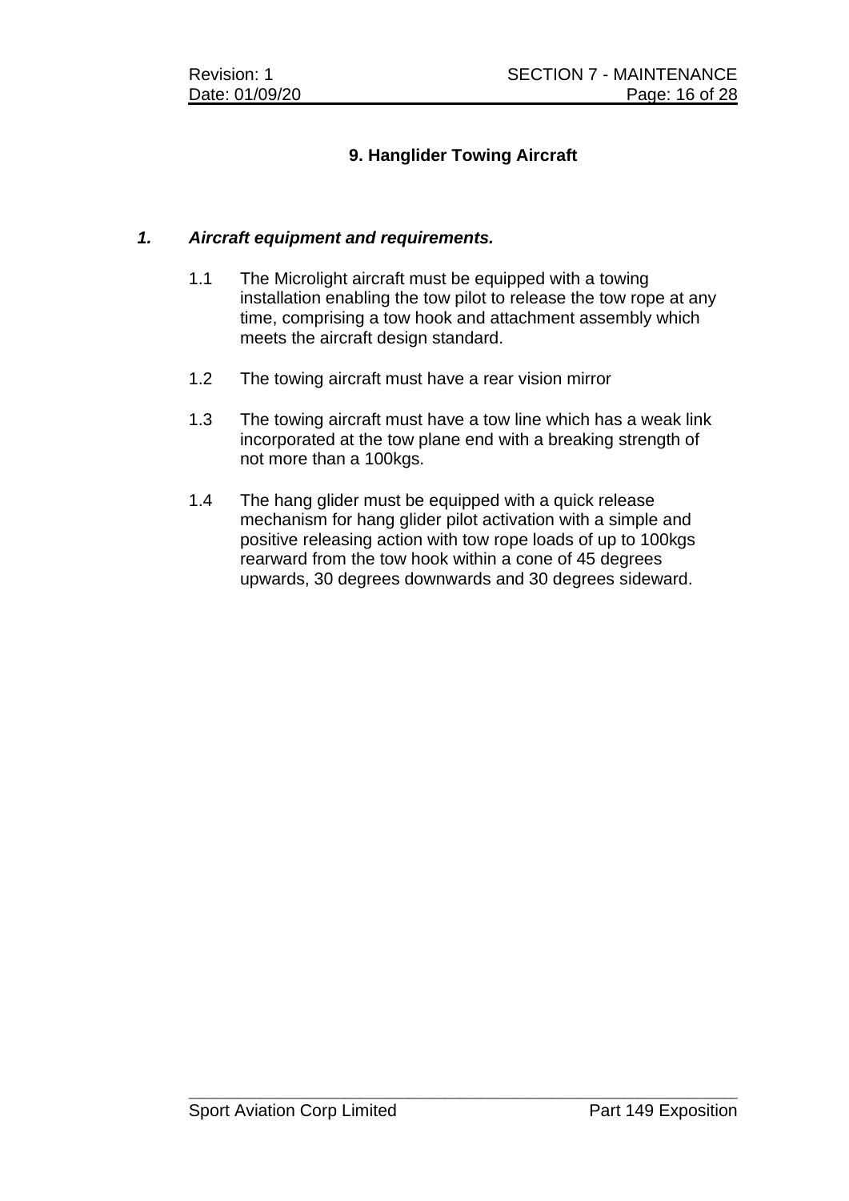## 9. Hanglider Towing Aircraft

### *1. Aircraft equipment and requirements.*

1.1 The Microlight aircraft must be equipped with a towing installation enabling the tow pilot to release the tow rope at any time, comprising a tow hook and attachment assembly which meets the aircraft design standard.

1.2 The towing aircraft must have a rear vision mirror

1.3 The towing aircraft must have a tow line which has a weak link incorporated at the tow plane end with a breaking strength of not more than a 100kgs.

1.4 The hang glider must be equipped with a quick release mechanism for hang glider pilot activation with a simple and positive releasing action with tow rope loads of up to 100kgs rearward from the tow hook within a cone of 45 degrees upwards, 30 degrees downwards and 30 degrees sideward.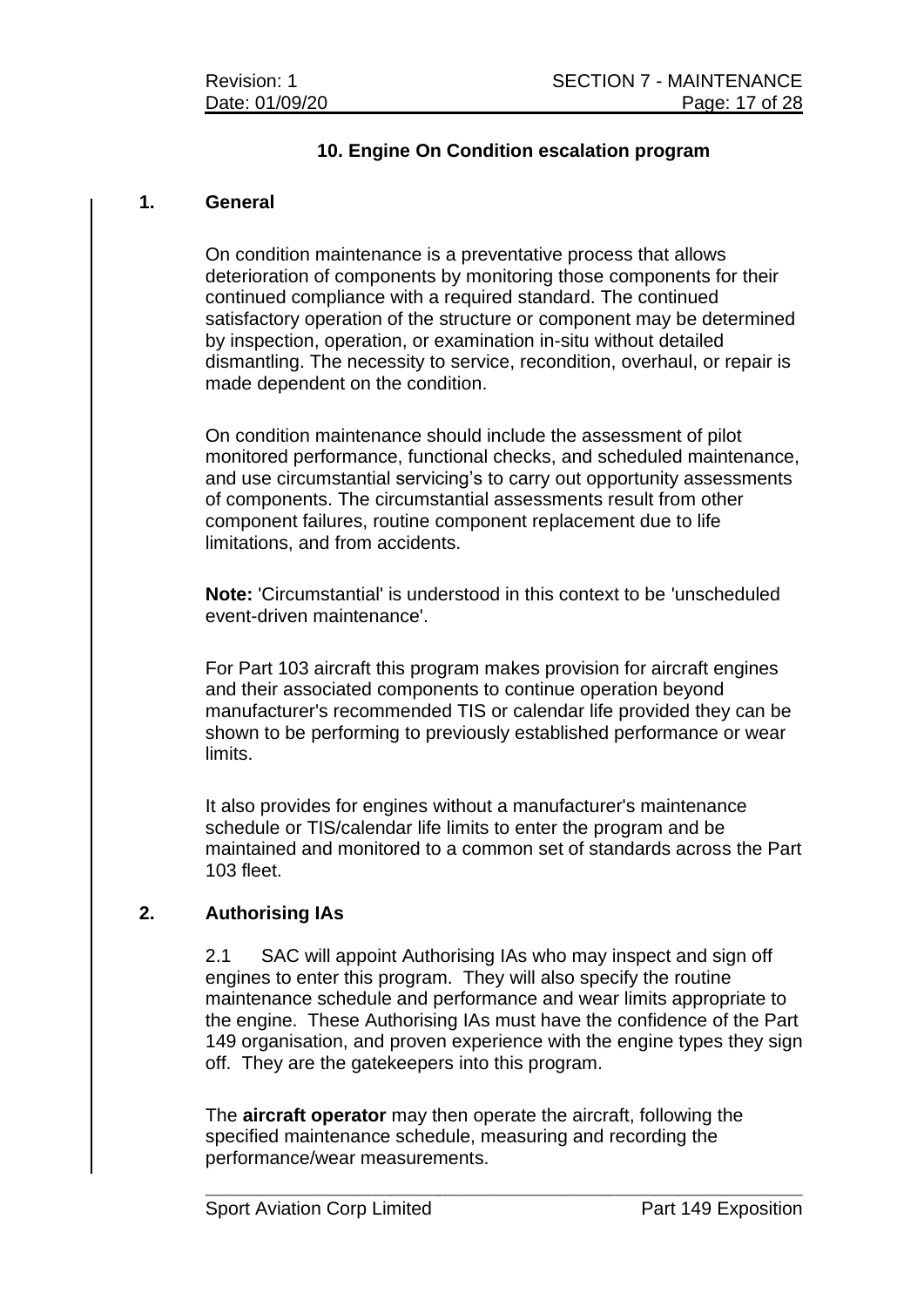## 10. Engine On Condition escalation program

### 1. General

On condition maintenance is a preventative process that allows deterioration of components by monitoring those components for their continued compliance with a required standard. The continued satisfactory operation of the structure or component may be determined by inspection, operation, or examination in-situ without detailed dismantling. The necessity to service, recondition, overhaul, or repair is made dependent on the condition.

On condition maintenance should include the assessment of pilot monitored performance, functional checks, and scheduled maintenance, and use circumstantial servicing's to carry out opportunity assessments of components. The circumstantial assessments result from other component failures, routine component replacement due to life limitations, and from accidents.

**Note:** 'Circumstantial' is understood in this context to be 'unscheduled event-driven maintenance'.

For Part 103 aircraft this program makes provision for aircraft engines and their associated components to continue operation beyond manufacturer's recommended TIS or calendar life provided they can be shown to be performing to previously established performance or wear limits.

It also provides for engines without a manufacturer's maintenance schedule or TIS/calendar life limits to enter the program and be maintained and monitored to a common set of standards across the Part 103 fleet.

### 2. Authorising IAs

2.1 SAC will appoint Authorising IAs who may inspect and sign off engines to enter this program. They will also specify the routine maintenance schedule and performance and wear limits appropriate to the engine. These Authorising IAs must have the confidence of the Part 149 organisation, and proven experience with the engine types they sign off. They are the gatekeepers into this program.

The **aircraft operator** may then operate the aircraft, following the specified maintenance schedule, measuring and recording the performance/wear measurements.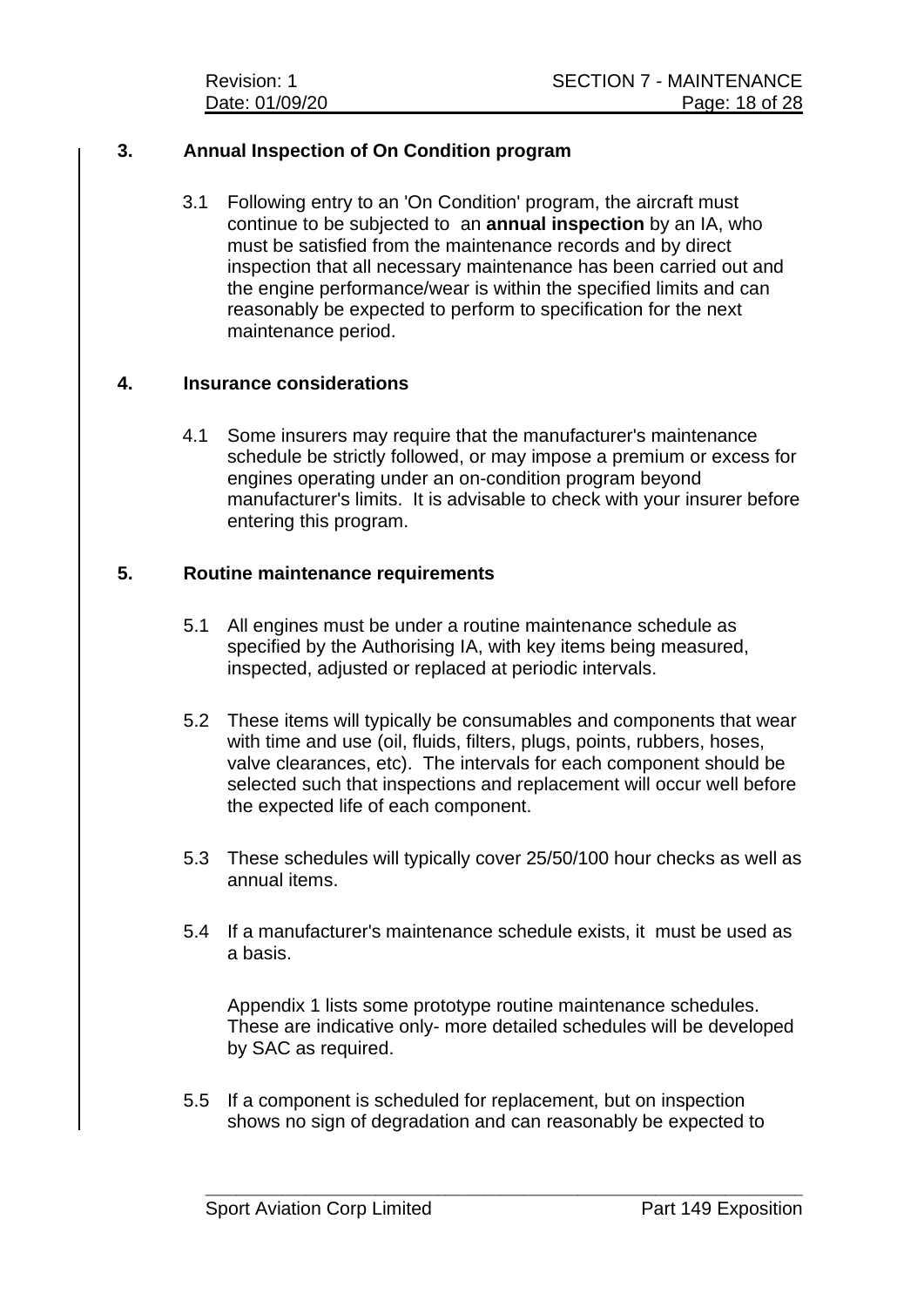## 3. Annual Inspection of On Condition program

3.1 Following entry to an 'On Condition' program, the aircraft must continue to be subjected to an **annual inspection** by an IA, who must be satisfied from the maintenance records and by direct inspection that all necessary maintenance has been carried out and the engine performance/wear is within the specified limits and can reasonably be expected to perform to specification for the next maintenance period.

## 4. Insurance considerations

4.1 Some insurers may require that the manufacturer's maintenance schedule be strictly followed, or may impose a premium or excess for engines operating under an on-condition program beyond manufacturer's limits. It is advisable to check with your insurer before entering this program.

## 5. Routine maintenance requirements

5.1 All engines must be under a routine maintenance schedule as specified by the Authorising IA, with key items being measured, inspected, adjusted or replaced at periodic intervals.

5.2 These items will typically be consumables and components that wear with time and use (oil, fluids, filters, plugs, points, rubbers, hoses, valve clearances, etc). The intervals for each component should be selected such that inspections and replacement will occur well before the expected life of each component.

5.3 These schedules will typically cover 25/50/100 hour checks as well as annual items.

5.4 If a manufacturer's maintenance schedule exists, it must be used as a basis.

Appendix 1 lists some prototype routine maintenance schedules. These are indicative only- more detailed schedules will be developed by SAC as required.

5.5 If a component is scheduled for replacement, but on inspection shows no sign of degradation and can reasonably be expected to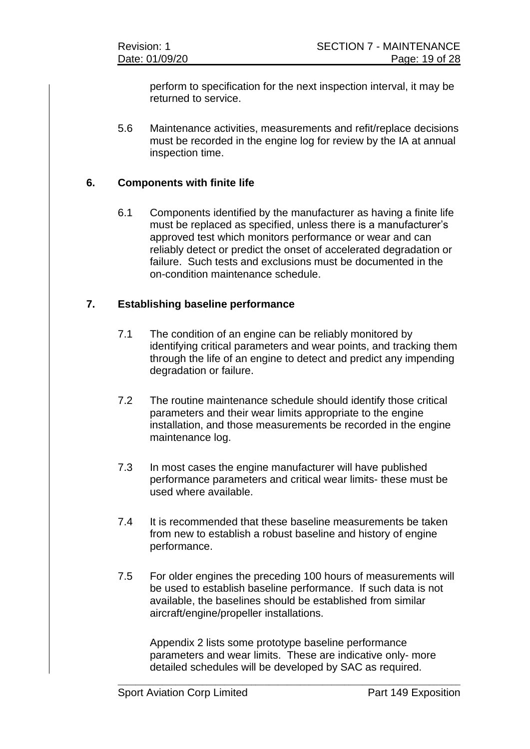perform to specification for the next inspection interval, it may be returned to service.

5.6 Maintenance activities, measurements and refit/replace decisions must be recorded in the engine log for review by the IA at annual inspection time.

## 6. Components with finite life

6.1 Components identified by the manufacturer as having a finite life must be replaced as specified, unless there is a manufacturer's approved test which monitors performance or wear and can reliably detect or predict the onset of accelerated degradation or failure. Such tests and exclusions must be documented in the on-condition maintenance schedule.

## 7. Establishing baseline performance

7.1 The condition of an engine can be reliably monitored by identifying critical parameters and wear points, and tracking them through the life of an engine to detect and predict any impending degradation or failure.

7.2 The routine maintenance schedule should identify those critical parameters and their wear limits appropriate to the engine installation, and those measurements be recorded in the engine maintenance log.

7.3 In most cases the engine manufacturer will have published performance parameters and critical wear limits- these must be used where available.

7.4 It is recommended that these baseline measurements be taken from new to establish a robust baseline and history of engine performance.

7.5 For older engines the preceding 100 hours of measurements will be used to establish baseline performance. If such data is not available, the baselines should be established from similar aircraft/engine/propeller installations.

Appendix 2 lists some prototype baseline performance parameters and wear limits. These are indicative only- more detailed schedules will be developed by SAC as required.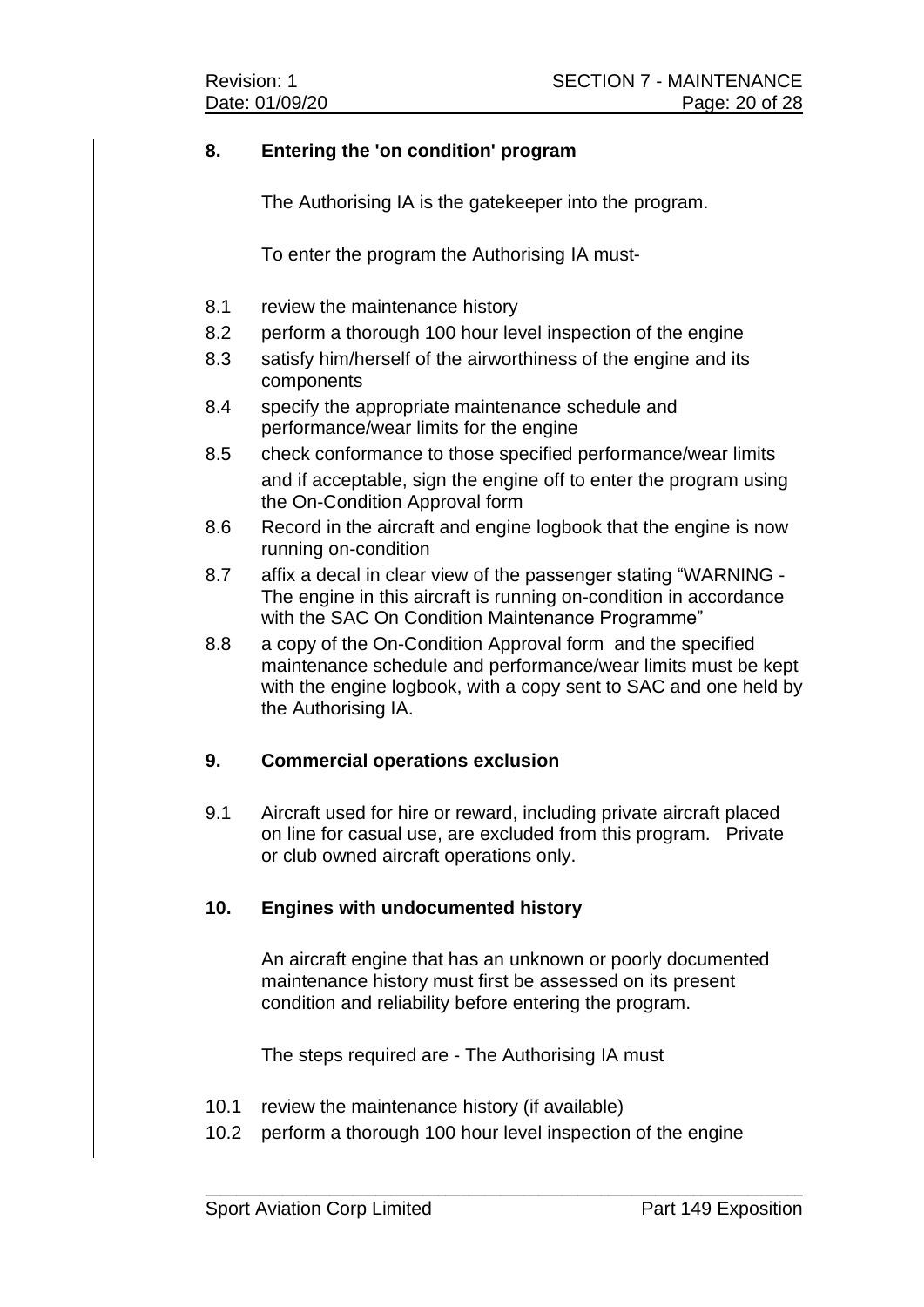## 8. Entering the 'on condition' program

The Authorising IA is the gatekeeper into the program.

To enter the program the Authorising IA must-

8.1 review the maintenance history

8.2 perform a thorough 100 hour level inspection of the engine

8.3 satisfy him/herself of the airworthiness of the engine and its components

8.4 specify the appropriate maintenance schedule and performance/wear limits for the engine

8.5 check conformance to those specified performance/wear limits and if acceptable, sign the engine off to enter the program using the On-Condition Approval form

8.6 Record in the aircraft and engine logbook that the engine is now running on-condition

8.7 affix a decal in clear view of the passenger stating "WARNING - The engine in this aircraft is running on-condition in accordance with the SAC On Condition Maintenance Programme"

8.8 a copy of the On-Condition Approval form and the specified maintenance schedule and performance/wear limits must be kept with the engine logbook, with a copy sent to SAC and one held by the Authorising IA.

## 9. Commercial operations exclusion

9.1 Aircraft used for hire or reward, including private aircraft placed on line for casual use, are excluded from this program. Private or club owned aircraft operations only.

## 10. Engines with undocumented history

An aircraft engine that has an unknown or poorly documented maintenance history must first be assessed on its present condition and reliability before entering the program.

The steps required are - The Authorising IA must

10.1 review the maintenance history (if available)

10.2 perform a thorough 100 hour level inspection of the engine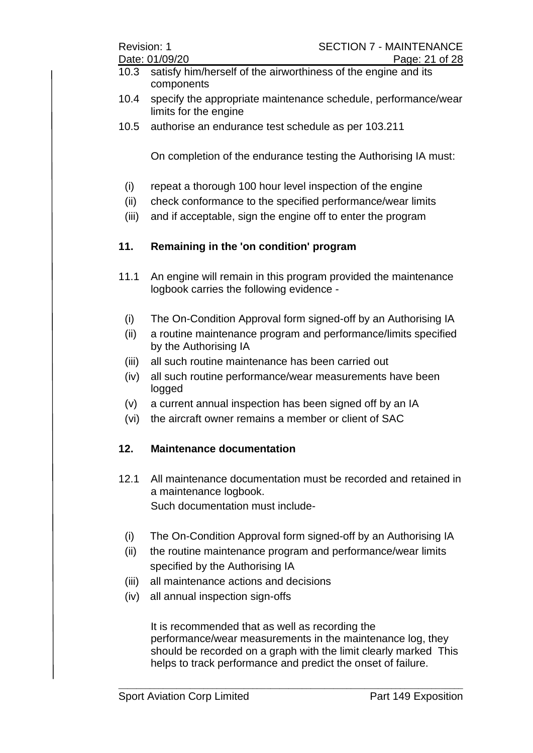10.3 satisfy him/herself of the airworthiness of the engine and its components

10.4 specify the appropriate maintenance schedule, performance/wear limits for the engine

10.5 authorise an endurance test schedule as per 103.211

On completion of the endurance testing the Authorising IA must:

(i) repeat a thorough 100 hour level inspection of the engine

(ii) check conformance to the specified performance/wear limits

(iii) and if acceptable, sign the engine off to enter the program

## 11. Remaining in the 'on condition' program

11.1 An engine will remain in this program provided the maintenance logbook carries the following evidence -

(i) The On-Condition Approval form signed-off by an Authorising IA

(ii) a routine maintenance program and performance/limits specified by the Authorising IA

(iii) all such routine maintenance has been carried out

(iv) all such routine performance/wear measurements have been logged

(v) a current annual inspection has been signed off by an IA

(vi) the aircraft owner remains a member or client of SAC

## 12. Maintenance documentation

12.1 All maintenance documentation must be recorded and retained in a maintenance logbook.
Such documentation must include-

(i) The On-Condition Approval form signed-off by an Authorising IA

(ii) the routine maintenance program and performance/wear limits specified by the Authorising IA

(iii) all maintenance actions and decisions

(iv) all annual inspection sign-offs

It is recommended that as well as recording the performance/wear measurements in the maintenance log, they should be recorded on a graph with the limit clearly marked This helps to track performance and predict the onset of failure.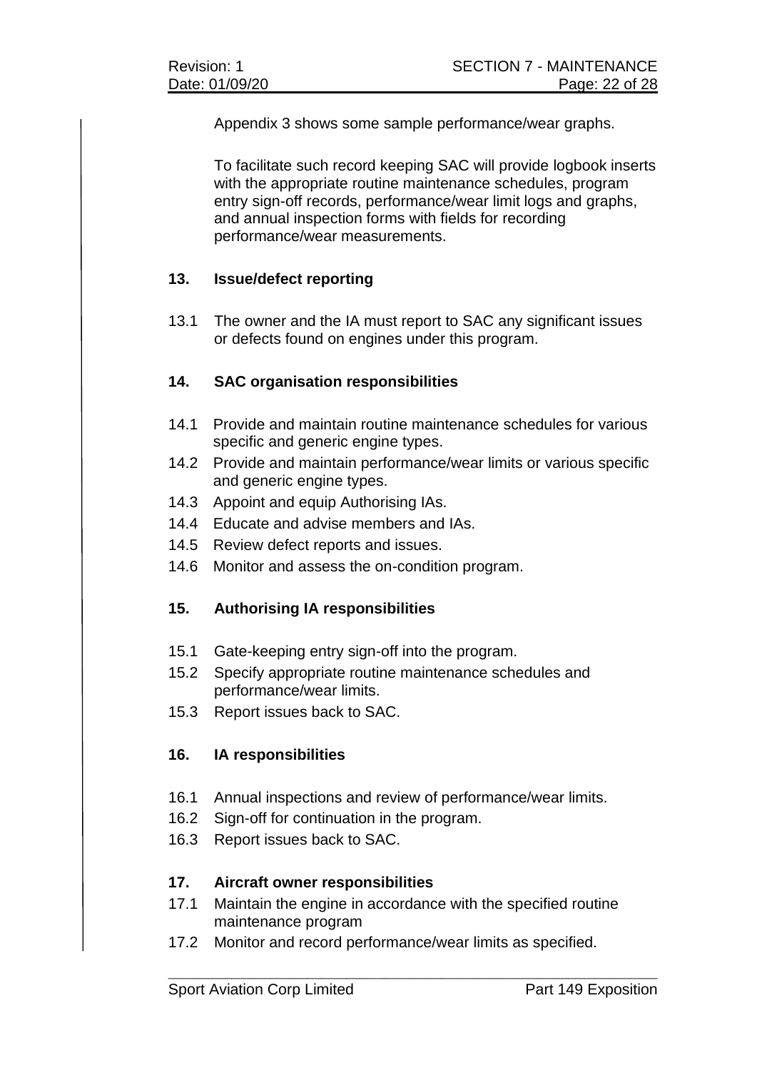Appendix 3 shows some sample performance/wear graphs.

To facilitate such record keeping SAC will provide logbook inserts with the appropriate routine maintenance schedules, program entry sign-off records, performance/wear limit logs and graphs, and annual inspection forms with fields for recording performance/wear measurements.

## 13. Issue/defect reporting

13.1 The owner and the IA must report to SAC any significant issues or defects found on engines under this program.

## 14. SAC organisation responsibilities

14.1 Provide and maintain routine maintenance schedules for various specific and generic engine types.

14.2 Provide and maintain performance/wear limits or various specific and generic engine types.

14.3 Appoint and equip Authorising IAs.

14.4 Educate and advise members and IAs.

14.5 Review defect reports and issues.

14.6 Monitor and assess the on-condition program.

## 15. Authorising IA responsibilities

15.1 Gate-keeping entry sign-off into the program.

15.2 Specify appropriate routine maintenance schedules and performance/wear limits.

15.3 Report issues back to SAC.

## 16. IA responsibilities

16.1 Annual inspections and review of performance/wear limits.

16.2 Sign-off for continuation in the program.

16.3 Report issues back to SAC.

## 17. Aircraft owner responsibilities

17.1 Maintain the engine in accordance with the specified routine maintenance program

17.2 Monitor and record performance/wear limits as specified.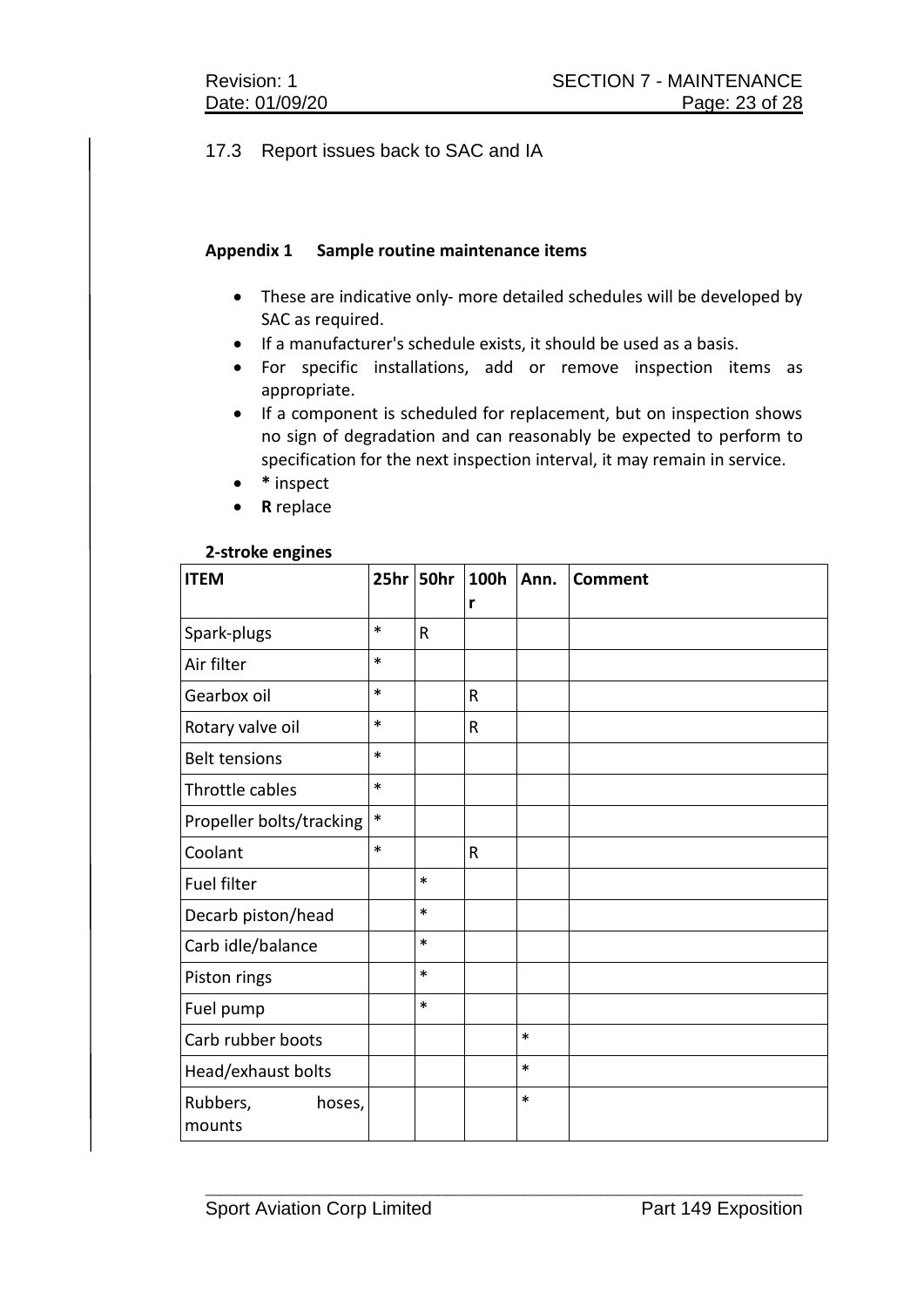17.3 Report issues back to SAC and IA

**Appendix 1 Sample routine maintenance items**

- These are indicative only- more detailed schedules will be developed by SAC as required.
- If a manufacturer's schedule exists, it should be used as a basis.
- For specific installations, add or remove inspection items as appropriate.
- If a component is scheduled for replacement, but on inspection shows no sign of degradation and can reasonably be expected to perform to specification for the next inspection interval, it may remain in service.
- **\*** inspect
- **R** replace

**2-stroke engines**

| ITEM | 25hr | 50hr | 100hr | Ann. | Comment |
|---|---|---|---|---|---|
| Spark-plugs | * | R | | | |
| Air filter | * | | | | |
| Gearbox oil | * | | R | | |
| Rotary valve oil | * | | R | | |
| Belt tensions | * | | | | |
| Throttle cables | * | | | | |
| Propeller bolts/tracking | * | | | | |
| Coolant | * | | R | | |
| Fuel filter | | * | | | |
| Decarb piston/head | | * | | | |
| Carb idle/balance | | * | | | |
| Piston rings | | * | | | |
| Fuel pump | | * | | | |
| Carb rubber boots | | | | * | |
| Head/exhaust bolts | | | | * | |
| Rubbers, hoses, mounts | | | | * | |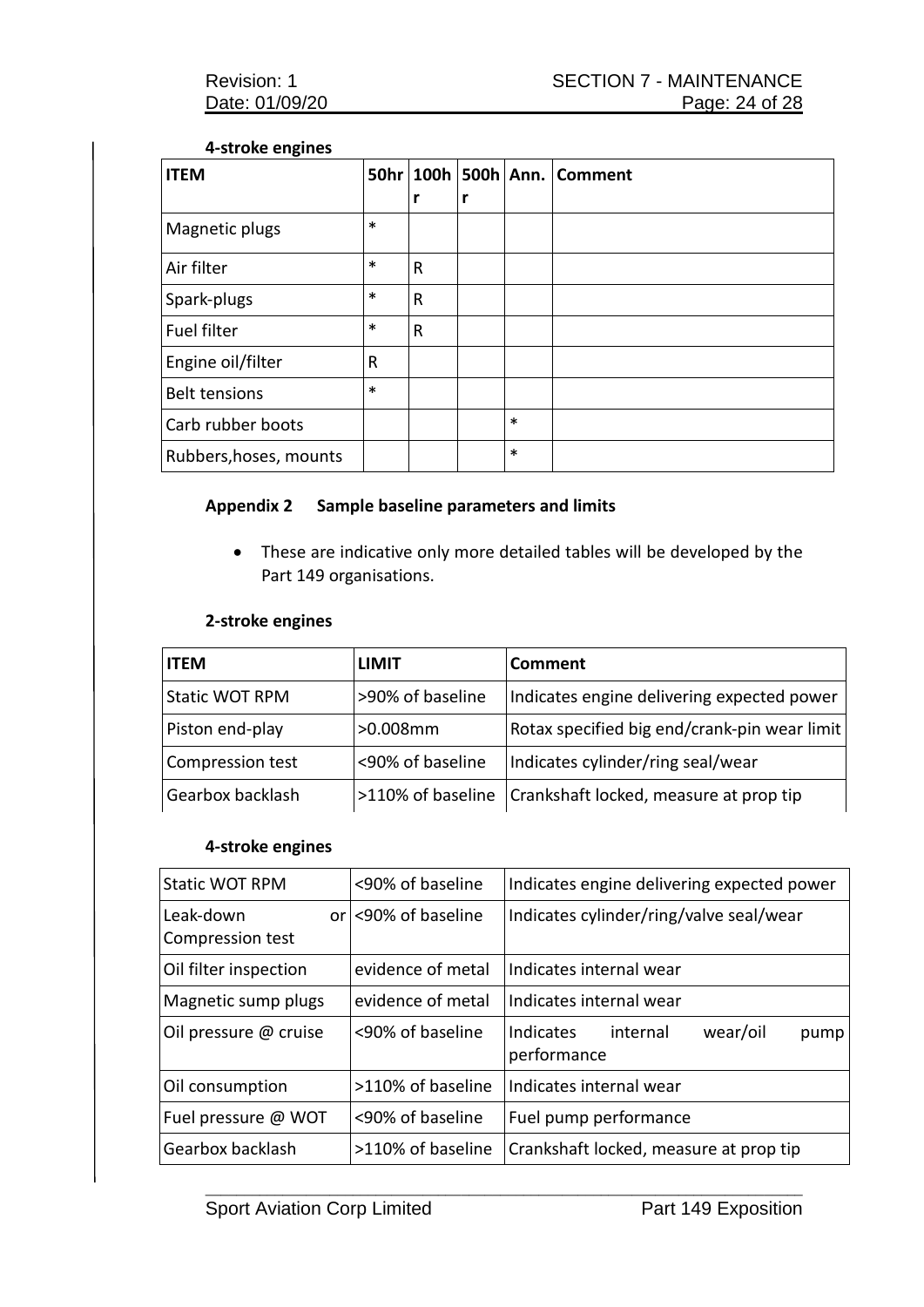**4-stroke engines**

| ITEM | 50hr | 100hr | 500hr | Ann. | Comment |
|---|---|---|---|---|---|
| Magnetic plugs | * | | | | |
| Air filter | * | R | | | |
| Spark-plugs | * | R | | | |
| Fuel filter | * | R | | | |
| Engine oil/filter | R | | | | |
| Belt tensions | * | | | | |
| Carb rubber boots | | | | * | |
| Rubbers,hoses, mounts | | | | * | |

**Appendix 2 Sample baseline parameters and limits**

- These are indicative only more detailed tables will be developed by the Part 149 organisations.

**2-stroke engines**

| ITEM | LIMIT | Comment |
|---|---|---|
| Static WOT RPM | >90% of baseline | Indicates engine delivering expected power |
| Piston end-play | >0.008mm | Rotax specified big end/crank-pin wear limit |
| Compression test | <90% of baseline | Indicates cylinder/ring seal/wear |
| Gearbox backlash | >110% of baseline | Crankshaft locked, measure at prop tip |

**4-stroke engines**

| | | |
|---|---|---|
| Static WOT RPM | <90% of baseline | Indicates engine delivering expected power |
| Leak-down or Compression test | <90% of baseline | Indicates cylinder/ring/valve seal/wear |
| Oil filter inspection | evidence of metal | Indicates internal wear |
| Magnetic sump plugs | evidence of metal | Indicates internal wear |
| Oil pressure @ cruise | <90% of baseline | Indicates internal wear/oil pump performance |
| Oil consumption | >110% of baseline | Indicates internal wear |
| Fuel pressure @ WOT | <90% of baseline | Fuel pump performance |
| Gearbox backlash | >110% of baseline | Crankshaft locked, measure at prop tip |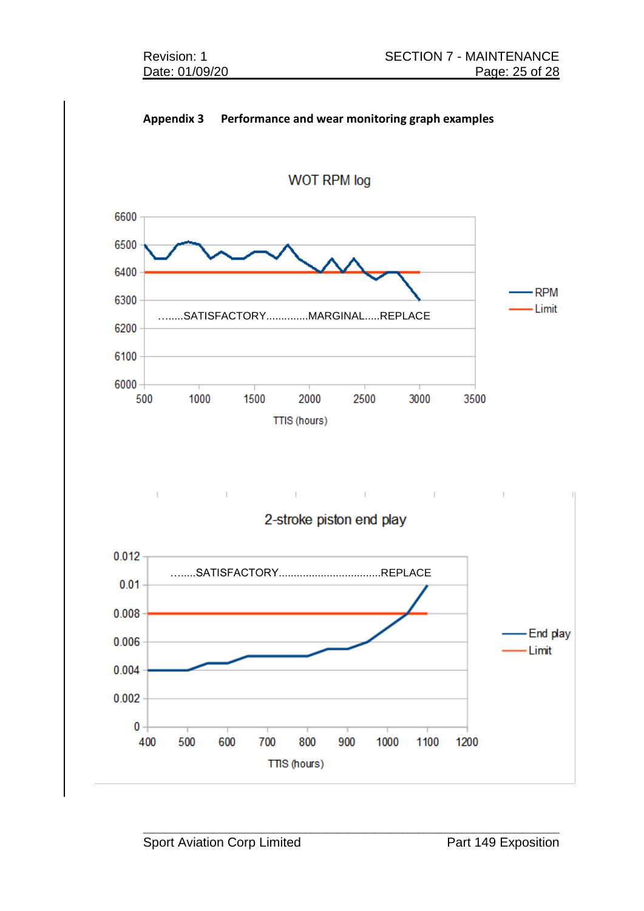## Appendix 3 Performance and wear monitoring graph examples

WOT RPM log

6600
6500
6400
6300
6200
6100
6000

500 1000 1500 2000 2500 3000 3500

TTIS (hours)

……..SATISFACTORY.............MARGINAL.....REPLACE

RPM
Limit

2-stroke piston end play

0.012
0.01
0.008
0.006
0.004
0.002
0

400 500 600 700 800 900 1000 1100 1200

TTIS (hours)

……..SATISFACTORY.................................REPLACE

End play
Limit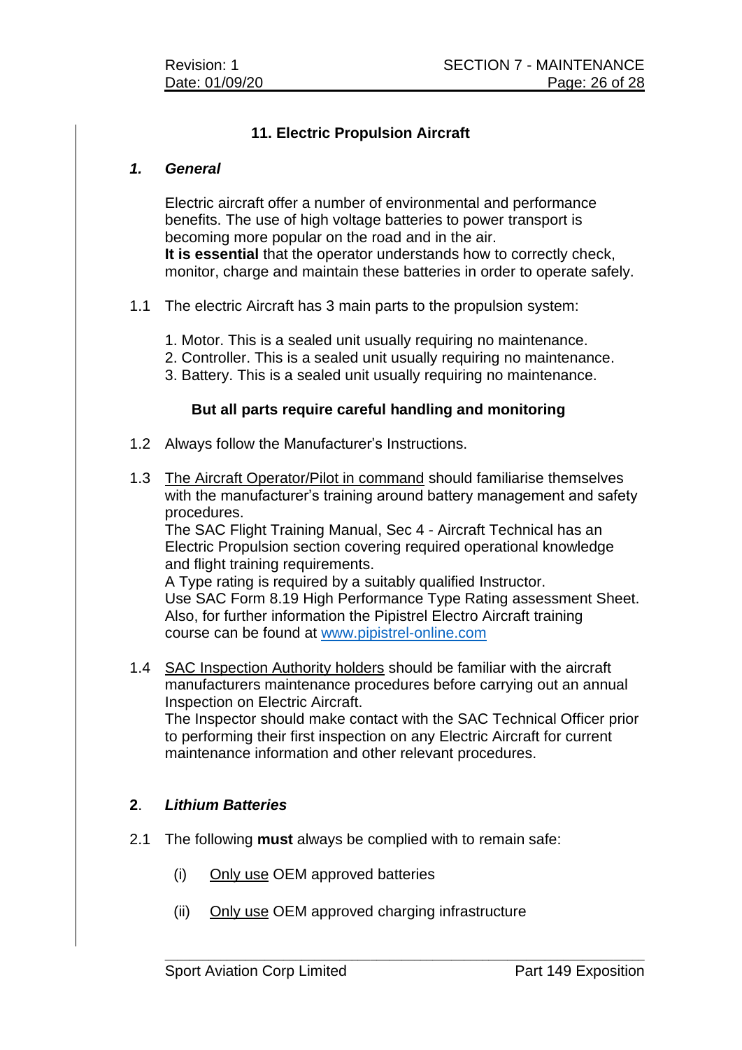## 11. Electric Propulsion Aircraft

### *1. General*

Electric aircraft offer a number of environmental and performance benefits. The use of high voltage batteries to power transport is becoming more popular on the road and in the air.
**It is essential** that the operator understands how to correctly check, monitor, charge and maintain these batteries in order to operate safely.

1.1 The electric Aircraft has 3 main parts to the propulsion system:

1. Motor. This is a sealed unit usually requiring no maintenance.
2. Controller. This is a sealed unit usually requiring no maintenance.
3. Battery. This is a sealed unit usually requiring no maintenance.

**But all parts require careful handling and monitoring**

1.2 Always follow the Manufacturer's Instructions.

1.3 <u>The Aircraft Operator/Pilot in command</u> should familiarise themselves with the manufacturer's training around battery management and safety procedures.
The SAC Flight Training Manual, Sec 4 - Aircraft Technical has an Electric Propulsion section covering required operational knowledge and flight training requirements.
A Type rating is required by a suitably qualified Instructor.
Use SAC Form 8.19 High Performance Type Rating assessment Sheet.
Also, for further information the Pipistrel Electro Aircraft training course can be found at www.pipistrel-online.com

1.4 <u>SAC Inspection Authority holders</u> should be familiar with the aircraft manufacturers maintenance procedures before carrying out an annual Inspection on Electric Aircraft.
The Inspector should make contact with the SAC Technical Officer prior to performing their first inspection on any Electric Aircraft for current maintenance information and other relevant procedures.

### **2**. *Lithium Batteries*

2.1 The following **must** always be complied with to remain safe:

(i) <u>Only use</u> OEM approved batteries

(ii) <u>Only use</u> OEM approved charging infrastructure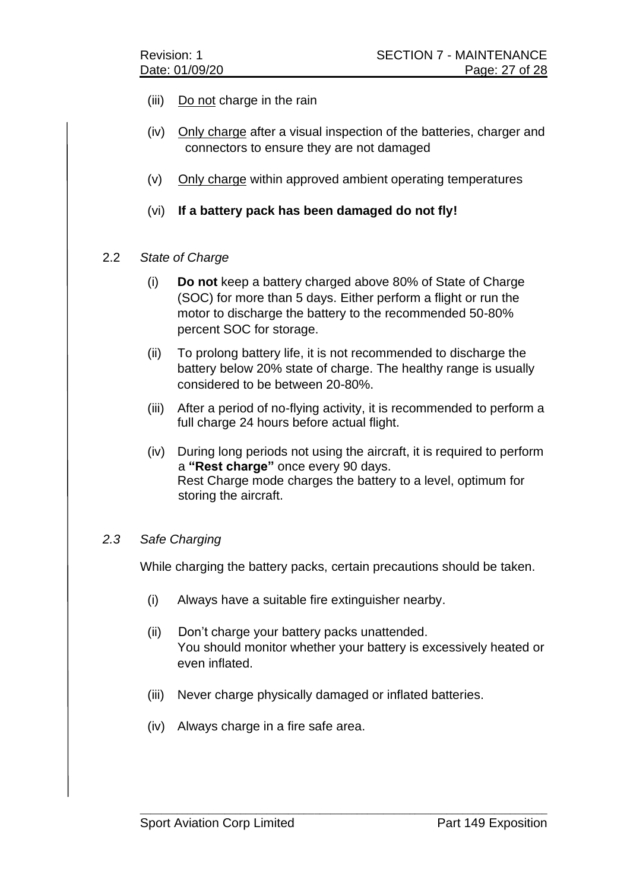(iii) <u>Do not</u> charge in the rain

(iv) <u>Only charge</u> after a visual inspection of the batteries, charger and connectors to ensure they are not damaged

(v) <u>Only charge</u> within approved ambient operating temperatures

(vi) **If a battery pack has been damaged do not fly!**

2.2 *State of Charge*

(i) **Do not** keep a battery charged above 80% of State of Charge (SOC) for more than 5 days. Either perform a flight or run the motor to discharge the battery to the recommended 50-80% percent SOC for storage.

(ii) To prolong battery life, it is not recommended to discharge the battery below 20% state of charge. The healthy range is usually considered to be between 20-80%.

(iii) After a period of no-flying activity, it is recommended to perform a full charge 24 hours before actual flight.

(iv) During long periods not using the aircraft, it is required to perform a **"Rest charge"** once every 90 days.
Rest Charge mode charges the battery to a level, optimum for storing the aircraft.

*2.3 Safe Charging*

While charging the battery packs, certain precautions should be taken.

(i) Always have a suitable fire extinguisher nearby.

(ii) Don't charge your battery packs unattended.
You should monitor whether your battery is excessively heated or even inflated.

(iii) Never charge physically damaged or inflated batteries.

(iv) Always charge in a fire safe area.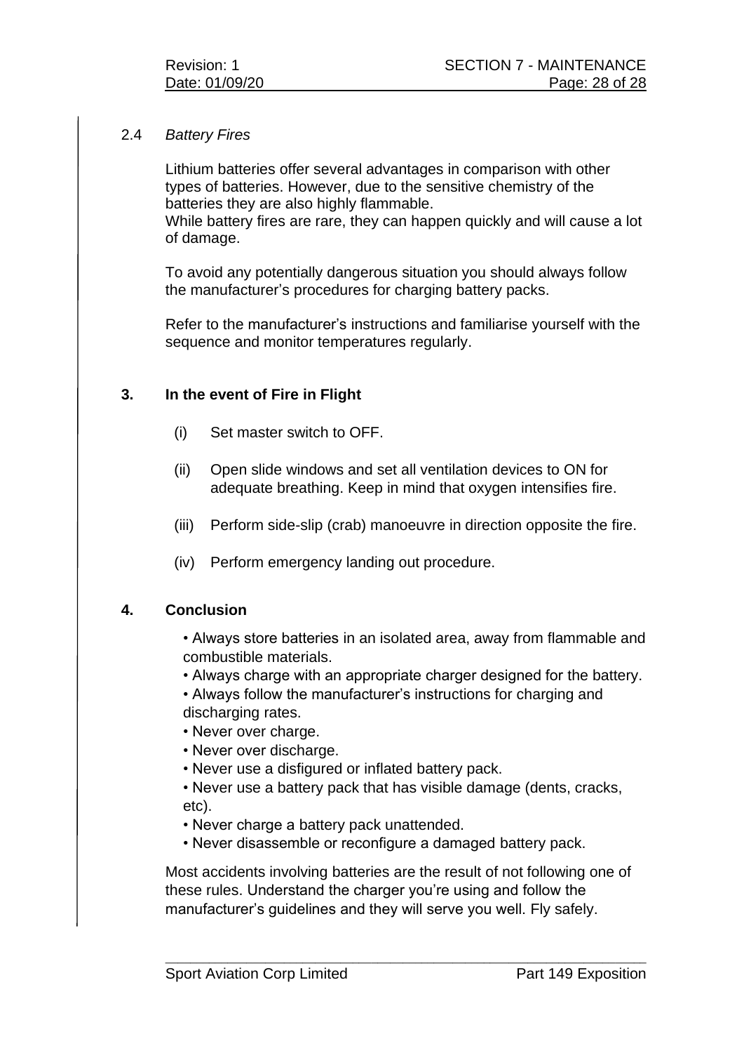### 2.4 *Battery Fires*

Lithium batteries offer several advantages in comparison with other types of batteries. However, due to the sensitive chemistry of the batteries they are also highly flammable.
While battery fires are rare, they can happen quickly and will cause a lot of damage.

To avoid any potentially dangerous situation you should always follow the manufacturer's procedures for charging battery packs.

Refer to the manufacturer's instructions and familiarise yourself with the sequence and monitor temperatures regularly.

## 3. In the event of Fire in Flight

(i) Set master switch to OFF.

(ii) Open slide windows and set all ventilation devices to ON for adequate breathing. Keep in mind that oxygen intensifies fire.

(iii) Perform side-slip (crab) manoeuvre in direction opposite the fire.

(iv) Perform emergency landing out procedure.

## 4. Conclusion

- Always store batteries in an isolated area, away from flammable and combustible materials.
- Always charge with an appropriate charger designed for the battery.
- Always follow the manufacturer's instructions for charging and discharging rates.
- Never over charge.
- Never over discharge.
- Never use a disfigured or inflated battery pack.
- Never use a battery pack that has visible damage (dents, cracks, etc).
- Never charge a battery pack unattended.
- Never disassemble or reconfigure a damaged battery pack.

Most accidents involving batteries are the result of not following one of these rules. Understand the charger you're using and follow the manufacturer's guidelines and they will serve you well. Fly safely.